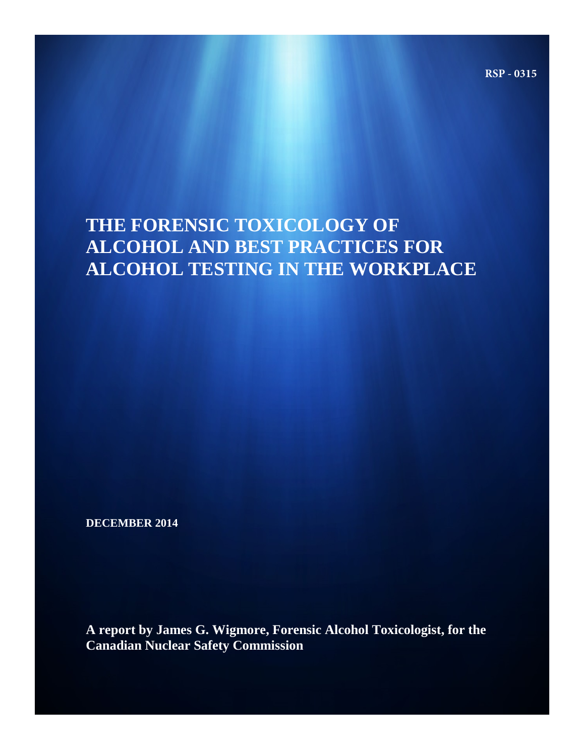RSP - 0315

# THE FORENSIC TOXICOLOGY OF ALCOHOL AND BEST PRACTICES FOR ALCOHOL TESTING IN THE WORKPLACE

**DECEMBER 2014**

**A report by James G. Wigmore, Forensic Alcohol Toxicologist, for the Canadian Nuclear Safety Commission**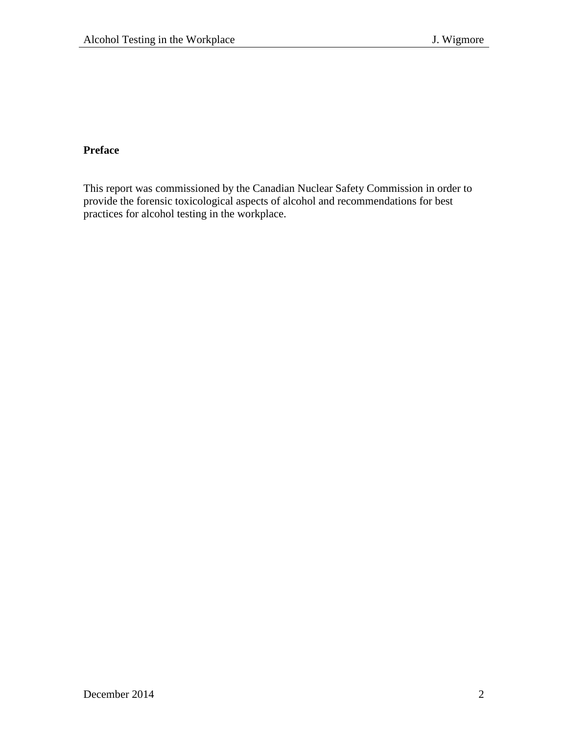**Preface**

This report was commissioned by the Canadian Nuclear Safety Commission in order to provide the forensic toxicological aspects of alcohol and recommendations for best practices for alcohol testing in the workplace.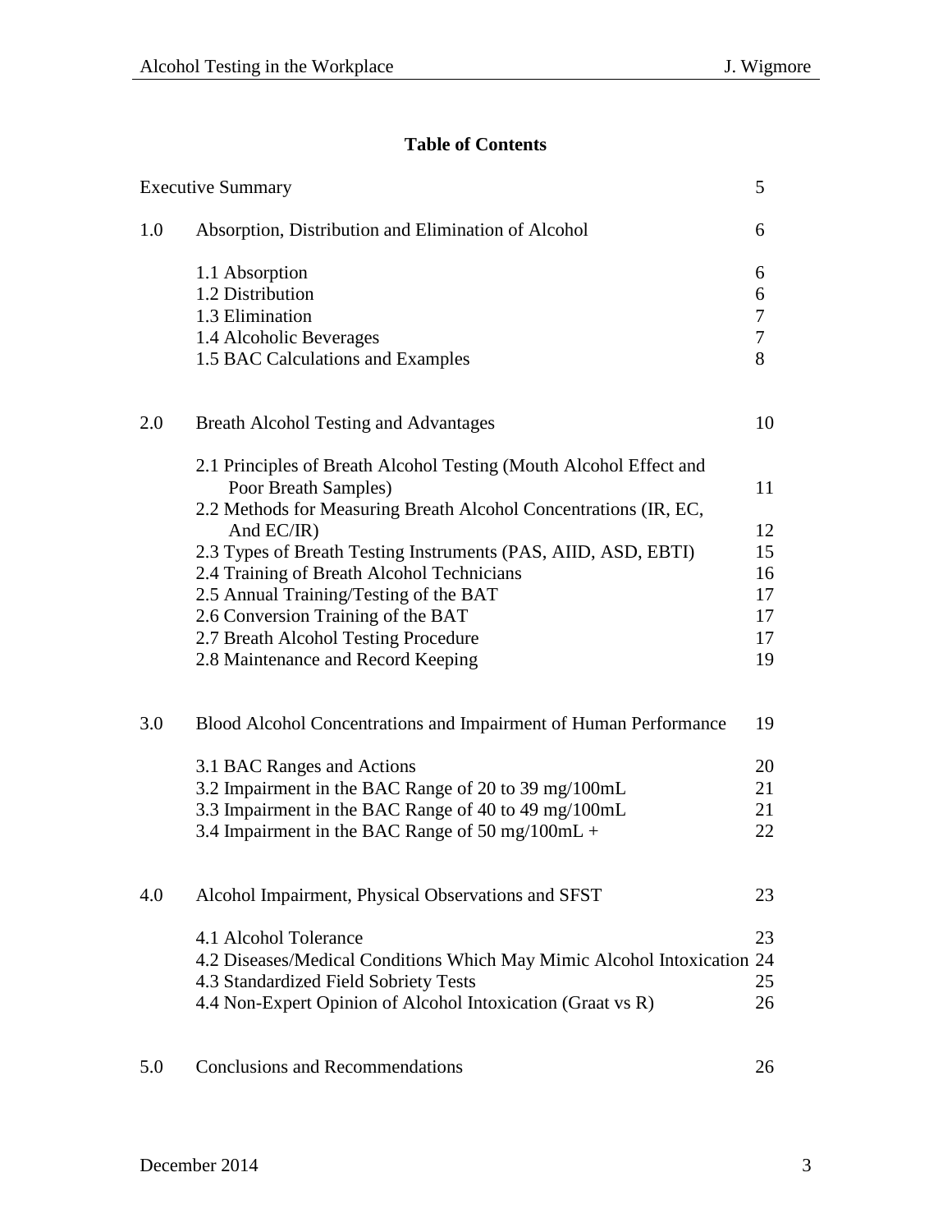## Table of Contents

| | | |
|---|---|---|
| | Executive Summary | 5 |
| 1.0 | Absorption, Distribution and Elimination of Alcohol | 6 |
| | 1.1 Absorption | 6 |
| | 1.2 Distribution | 6 |
| | 1.3 Elimination | 7 |
| | 1.4 Alcoholic Beverages | 7 |
| | 1.5 BAC Calculations and Examples | 8 |
| 2.0 | Breath Alcohol Testing and Advantages | 10 |
| | 2.1 Principles of Breath Alcohol Testing (Mouth Alcohol Effect and Poor Breath Samples) | 11 |
| | 2.2 Methods for Measuring Breath Alcohol Concentrations (IR, EC, And EC/IR) | 12 |
| | 2.3 Types of Breath Testing Instruments (PAS, AIID, ASD, EBTI) | 15 |
| | 2.4 Training of Breath Alcohol Technicians | 16 |
| | 2.5 Annual Training/Testing of the BAT | 17 |
| | 2.6 Conversion Training of the BAT | 17 |
| | 2.7 Breath Alcohol Testing Procedure | 17 |
| | 2.8 Maintenance and Record Keeping | 19 |
| 3.0 | Blood Alcohol Concentrations and Impairment of Human Performance | 19 |
| | 3.1 BAC Ranges and Actions | 20 |
| | 3.2 Impairment in the BAC Range of 20 to 39 mg/100mL | 21 |
| | 3.3 Impairment in the BAC Range of 40 to 49 mg/100mL | 21 |
| | 3.4 Impairment in the BAC Range of 50 mg/100mL + | 22 |
| 4.0 | Alcohol Impairment, Physical Observations and SFST | 23 |
| | 4.1 Alcohol Tolerance | 23 |
| | 4.2 Diseases/Medical Conditions Which May Mimic Alcohol Intoxication | 24 |
| | 4.3 Standardized Field Sobriety Tests | 25 |
| | 4.4 Non-Expert Opinion of Alcohol Intoxication (Graat vs R) | 26 |
| 5.0 | Conclusions and Recommendations | 26 |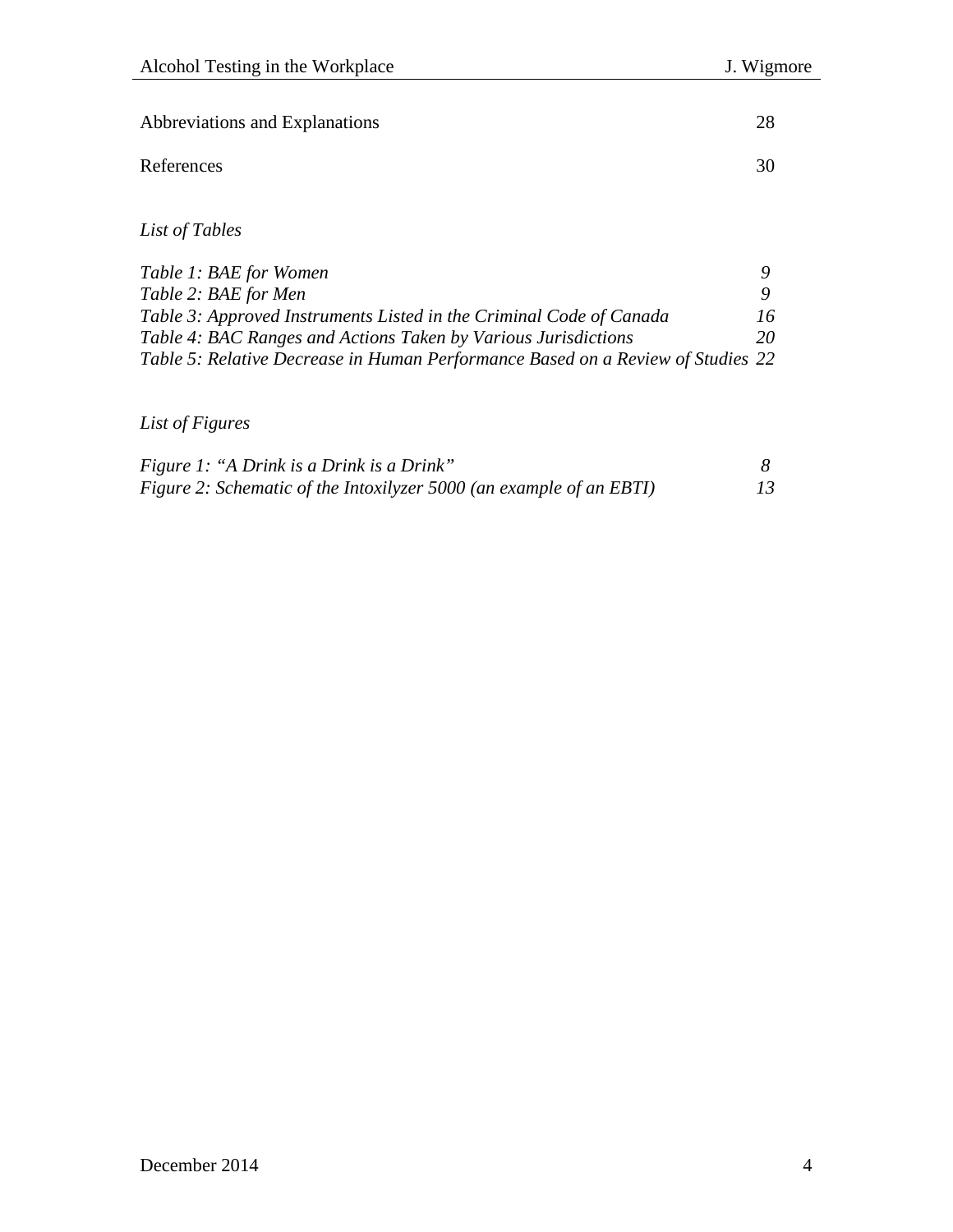Abbreviations and Explanations 28

References 30

*List of Tables*

*Table 1: BAE for Women* *9*
*Table 2: BAE for Men* *9*
*Table 3: Approved Instruments Listed in the Criminal Code of Canada* *16*
*Table 4: BAC Ranges and Actions Taken by Various Jurisdictions* *20*
*Table 5: Relative Decrease in Human Performance Based on a Review of Studies* *22*

*List of Figures*

*Figure 1: "A Drink is a Drink is a Drink"* *8*
*Figure 2: Schematic of the Intoxilyzer 5000 (an example of an EBTI)* *13*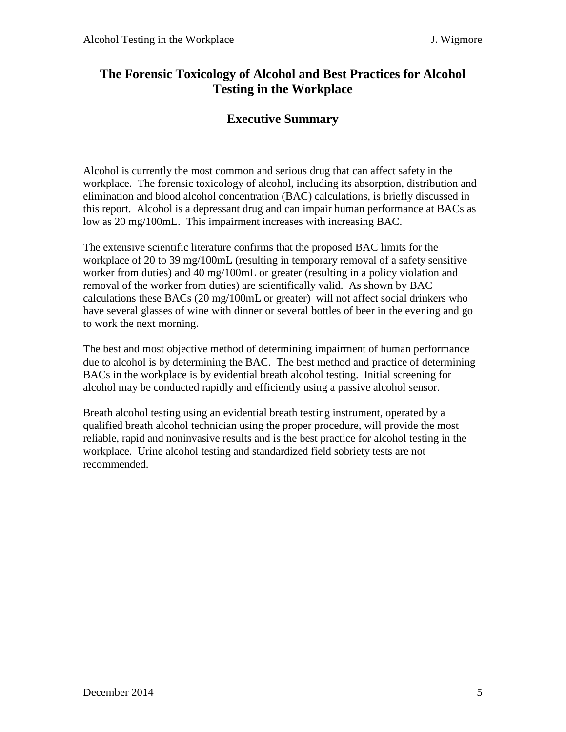# The Forensic Toxicology of Alcohol and Best Practices for Alcohol Testing in the Workplace

## Executive Summary

Alcohol is currently the most common and serious drug that can affect safety in the workplace. The forensic toxicology of alcohol, including its absorption, distribution and elimination and blood alcohol concentration (BAC) calculations, is briefly discussed in this report. Alcohol is a depressant drug and can impair human performance at BACs as low as 20 mg/100mL. This impairment increases with increasing BAC.

The extensive scientific literature confirms that the proposed BAC limits for the workplace of 20 to 39 mg/100mL (resulting in temporary removal of a safety sensitive worker from duties) and 40 mg/100mL or greater (resulting in a policy violation and removal of the worker from duties) are scientifically valid. As shown by BAC calculations these BACs (20 mg/100mL or greater) will not affect social drinkers who have several glasses of wine with dinner or several bottles of beer in the evening and go to work the next morning.

The best and most objective method of determining impairment of human performance due to alcohol is by determining the BAC. The best method and practice of determining BACs in the workplace is by evidential breath alcohol testing. Initial screening for alcohol may be conducted rapidly and efficiently using a passive alcohol sensor.

Breath alcohol testing using an evidential breath testing instrument, operated by a qualified breath alcohol technician using the proper procedure, will provide the most reliable, rapid and noninvasive results and is the best practice for alcohol testing in the workplace. Urine alcohol testing and standardized field sobriety tests are not recommended.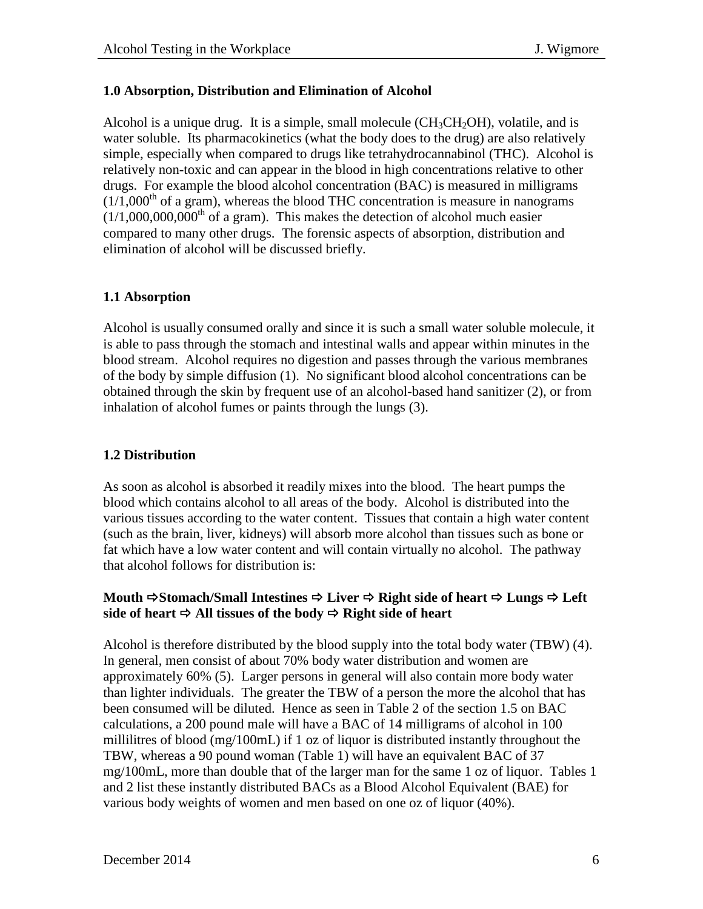## 1.0 Absorption, Distribution and Elimination of Alcohol

Alcohol is a unique drug. It is a simple, small molecule ($CH_3CH_2OH$), volatile, and is water soluble. Its pharmacokinetics (what the body does to the drug) are also relatively simple, especially when compared to drugs like tetrahydrocannabinol (THC). Alcohol is relatively non-toxic and can appear in the blood in high concentrations relative to other drugs. For example the blood alcohol concentration (BAC) is measured in milligrams ($1/1{,}000^{th}$ of a gram), whereas the blood THC concentration is measure in nanograms ($1/1{,}000{,}000{,}000^{th}$ of a gram). This makes the detection of alcohol much easier compared to many other drugs. The forensic aspects of absorption, distribution and elimination of alcohol will be discussed briefly.

### 1.1 Absorption

Alcohol is usually consumed orally and since it is such a small water soluble molecule, it is able to pass through the stomach and intestinal walls and appear within minutes in the blood stream. Alcohol requires no digestion and passes through the various membranes of the body by simple diffusion (1). No significant blood alcohol concentrations can be obtained through the skin by frequent use of an alcohol-based hand sanitizer (2), or from inhalation of alcohol fumes or paints through the lungs (3).

### 1.2 Distribution

As soon as alcohol is absorbed it readily mixes into the blood. The heart pumps the blood which contains alcohol to all areas of the body. Alcohol is distributed into the various tissues according to the water content. Tissues that contain a high water content (such as the brain, liver, kidneys) will absorb more alcohol than tissues such as bone or fat which have a low water content and will contain virtually no alcohol. The pathway that alcohol follows for distribution is:

**Mouth ⇨Stomach/Small Intestines ⇨ Liver ⇨ Right side of heart ⇨ Lungs ⇨ Left side of heart ⇨ All tissues of the body ⇨ Right side of heart**

Alcohol is therefore distributed by the blood supply into the total body water (TBW) (4). In general, men consist of about 70% body water distribution and women are approximately 60% (5). Larger persons in general will also contain more body water than lighter individuals. The greater the TBW of a person the more the alcohol that has been consumed will be diluted. Hence as seen in Table 2 of the section 1.5 on BAC calculations, a 200 pound male will have a BAC of 14 milligrams of alcohol in 100 millilitres of blood (mg/100mL) if 1 oz of liquor is distributed instantly throughout the TBW, whereas a 90 pound woman (Table 1) will have an equivalent BAC of 37 mg/100mL, more than double that of the larger man for the same 1 oz of liquor. Tables 1 and 2 list these instantly distributed BACs as a Blood Alcohol Equivalent (BAE) for various body weights of women and men based on one oz of liquor (40%).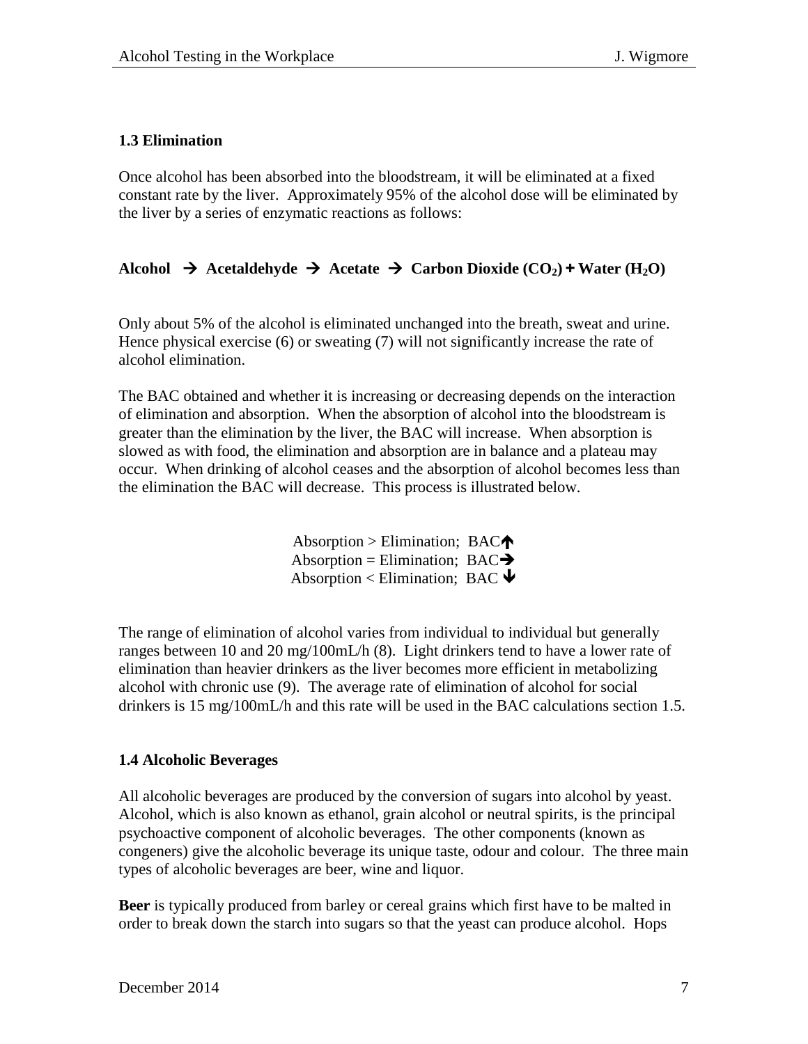### 1.3 Elimination

Once alcohol has been absorbed into the bloodstream, it will be eliminated at a fixed constant rate by the liver. Approximately 95% of the alcohol dose will be eliminated by the liver by a series of enzymatic reactions as follows:

**Alcohol → Acetaldehyde → Acetate → Carbon Dioxide ($CO_2$) + Water ($H_2O$)**

Only about 5% of the alcohol is eliminated unchanged into the breath, sweat and urine. Hence physical exercise (6) or sweating (7) will not significantly increase the rate of alcohol elimination.

The BAC obtained and whether it is increasing or decreasing depends on the interaction of elimination and absorption. When the absorption of alcohol into the bloodstream is greater than the elimination by the liver, the BAC will increase. When absorption is slowed as with food, the elimination and absorption are in balance and a plateau may occur. When drinking of alcohol ceases and the absorption of alcohol becomes less than the elimination the BAC will decrease. This process is illustrated below.

Absorption > Elimination; BAC↑
Absorption = Elimination; BAC→
Absorption < Elimination; BAC↓

The range of elimination of alcohol varies from individual to individual but generally ranges between 10 and 20 mg/100mL/h (8). Light drinkers tend to have a lower rate of elimination than heavier drinkers as the liver becomes more efficient in metabolizing alcohol with chronic use (9). The average rate of elimination of alcohol for social drinkers is 15 mg/100mL/h and this rate will be used in the BAC calculations section 1.5.

### 1.4 Alcoholic Beverages

All alcoholic beverages are produced by the conversion of sugars into alcohol by yeast. Alcohol, which is also known as ethanol, grain alcohol or neutral spirits, is the principal psychoactive component of alcoholic beverages. The other components (known as congeners) give the alcoholic beverage its unique taste, odour and colour. The three main types of alcoholic beverages are beer, wine and liquor.

**Beer** is typically produced from barley or cereal grains which first have to be malted in order to break down the starch into sugars so that the yeast can produce alcohol. Hops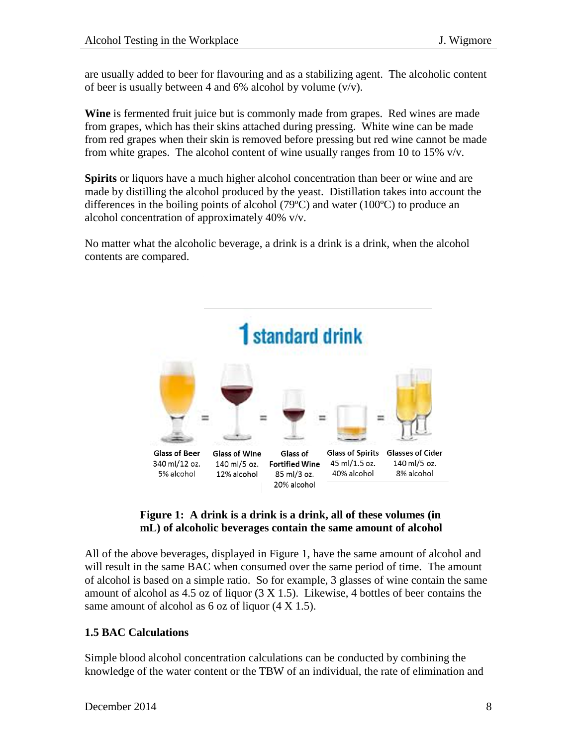are usually added to beer for flavouring and as a stabilizing agent. The alcoholic content of beer is usually between 4 and 6% alcohol by volume (v/v).

**Wine** is fermented fruit juice but is commonly made from grapes. Red wines are made from grapes, which has their skins attached during pressing. White wine can be made from red grapes when their skin is removed before pressing but red wine cannot be made from white grapes. The alcohol content of wine usually ranges from 10 to 15% v/v.

**Spirits** or liquors have a much higher alcohol concentration than beer or wine and are made by distilling the alcohol produced by the yeast. Distillation takes into account the differences in the boiling points of alcohol (79ºC) and water (100ºC) to produce an alcohol concentration of approximately 40% v/v.

No matter what the alcoholic beverage, a drink is a drink is a drink, when the alcohol contents are compared.

1 standard drink

| Glass of Beer | Glass of Wine | Glass of Fortified Wine | Glass of Spirits | Glasses of Cider |
| --- | --- | --- | --- | --- |
| 340 ml/12 oz. | 140 ml/5 oz. | 85 ml/3 oz. | 45 ml/1.5 oz. | 140 ml/5 oz. |
| 5% alcohol | 12% alcohol | 20% alcohol | 40% alcohol | 8% alcohol |

**Figure 1: A drink is a drink is a drink, all of these volumes (in mL) of alcoholic beverages contain the same amount of alcohol**

All of the above beverages, displayed in Figure 1, have the same amount of alcohol and will result in the same BAC when consumed over the same period of time. The amount of alcohol is based on a simple ratio. So for example, 3 glasses of wine contain the same amount of alcohol as 4.5 oz of liquor (3 X 1.5). Likewise, 4 bottles of beer contains the same amount of alcohol as 6 oz of liquor (4 X 1.5).

### 1.5 BAC Calculations

Simple blood alcohol concentration calculations can be conducted by combining the knowledge of the water content or the TBW of an individual, the rate of elimination and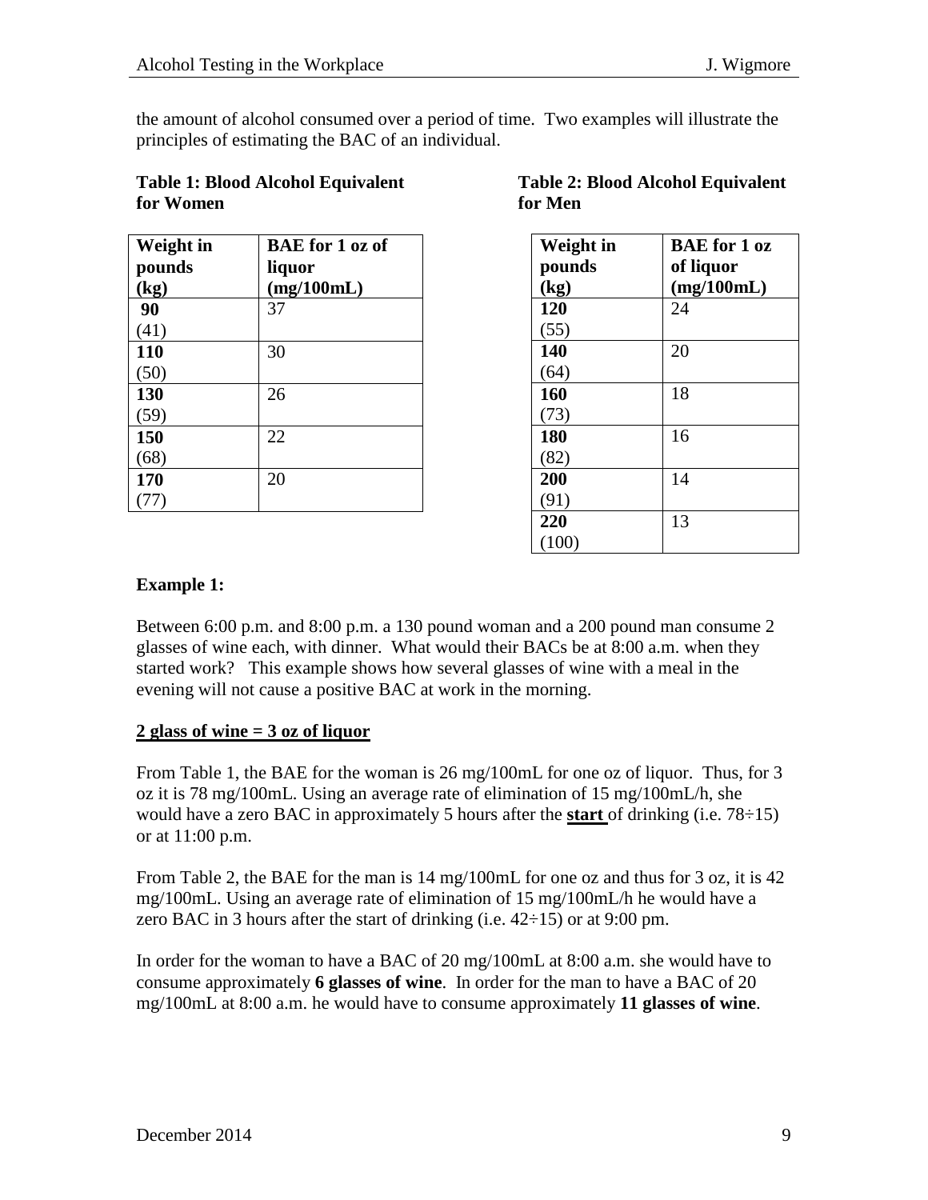the amount of alcohol consumed over a period of time. Two examples will illustrate the principles of estimating the BAC of an individual.

**Table 1: Blood Alcohol Equivalent for Women**

| Weight in pounds (kg) | BAE for 1 oz of liquor (mg/100mL) |
|---|---|
| **90** (41) | 37 |
| **110** (50) | 30 |
| **130** (59) | 26 |
| **150** (68) | 22 |
| **170** (77) | 20 |

**Table 2: Blood Alcohol Equivalent for Men**

| Weight in pounds (kg) | BAE for 1 oz of liquor (mg/100mL) |
|---|---|
| **120** (55) | 24 |
| **140** (64) | 20 |
| **160** (73) | 18 |
| **180** (82) | 16 |
| **200** (91) | 14 |
| **220** (100) | 13 |

**Example 1:**

Between 6:00 p.m. and 8:00 p.m. a 130 pound woman and a 200 pound man consume 2 glasses of wine each, with dinner. What would their BACs be at 8:00 a.m. when they started work? This example shows how several glasses of wine with a meal in the evening will not cause a positive BAC at work in the morning.

**2 glass of wine = 3 oz of liquor**

From Table 1, the BAE for the woman is 26 mg/100mL for one oz of liquor. Thus, for 3 oz it is 78 mg/100mL. Using an average rate of elimination of 15 mg/100mL/h, she would have a zero BAC in approximately 5 hours after the **start** of drinking (i.e. 78÷15) or at 11:00 p.m.

From Table 2, the BAE for the man is 14 mg/100mL for one oz and thus for 3 oz, it is 42 mg/100mL. Using an average rate of elimination of 15 mg/100mL/h he would have a zero BAC in 3 hours after the start of drinking (i.e. 42÷15) or at 9:00 pm.

In order for the woman to have a BAC of 20 mg/100mL at 8:00 a.m. she would have to consume approximately **6 glasses of wine**. In order for the man to have a BAC of 20 mg/100mL at 8:00 a.m. he would have to consume approximately **11 glasses of wine**.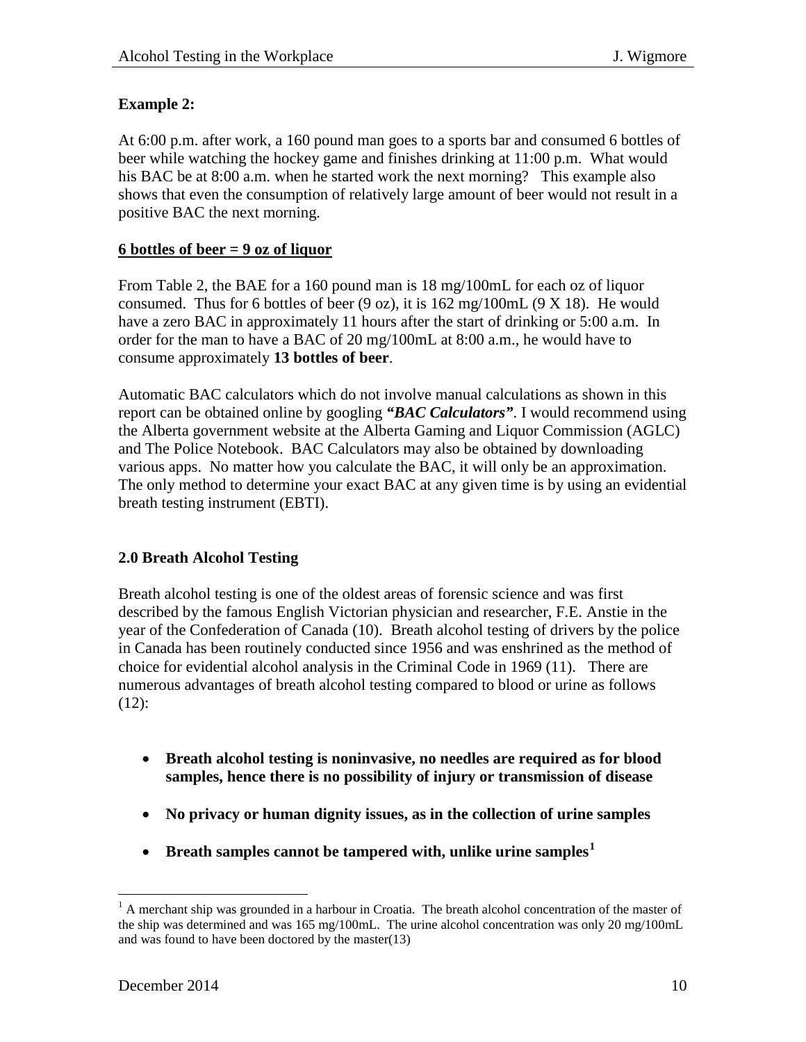**Example 2:**

At 6:00 p.m. after work, a 160 pound man goes to a sports bar and consumed 6 bottles of beer while watching the hockey game and finishes drinking at 11:00 p.m. What would his BAC be at 8:00 a.m. when he started work the next morning? This example also shows that even the consumption of relatively large amount of beer would not result in a positive BAC the next morning.

**<u>6 bottles of beer = 9 oz of liquor</u>**

From Table 2, the BAE for a 160 pound man is 18 mg/100mL for each oz of liquor consumed. Thus for 6 bottles of beer (9 oz), it is 162 mg/100mL (9 X 18). He would have a zero BAC in approximately 11 hours after the start of drinking or 5:00 a.m. In order for the man to have a BAC of 20 mg/100mL at 8:00 a.m., he would have to consume approximately **13 bottles of beer**.

Automatic BAC calculators which do not involve manual calculations as shown in this report can be obtained online by googling ***"BAC Calculators"***. I would recommend using the Alberta government website at the Alberta Gaming and Liquor Commission (AGLC) and The Police Notebook. BAC Calculators may also be obtained by downloading various apps. No matter how you calculate the BAC, it will only be an approximation. The only method to determine your exact BAC at any given time is by using an evidential breath testing instrument (EBTI).

## 2.0 Breath Alcohol Testing

Breath alcohol testing is one of the oldest areas of forensic science and was first described by the famous English Victorian physician and researcher, F.E. Anstie in the year of the Confederation of Canada (10). Breath alcohol testing of drivers by the police in Canada has been routinely conducted since 1956 and was enshrined as the method of choice for evidential alcohol analysis in the Criminal Code in 1969 (11). There are numerous advantages of breath alcohol testing compared to blood or urine as follows (12):

- **Breath alcohol testing is noninvasive, no needles are required as for blood samples, hence there is no possibility of injury or transmission of disease**
- **No privacy or human dignity issues, as in the collection of urine samples**
- **Breath samples cannot be tampered with, unlike urine samples**[1]

[1] A merchant ship was grounded in a harbour in Croatia. The breath alcohol concentration of the master of the ship was determined and was 165 mg/100mL. The urine alcohol concentration was only 20 mg/100mL and was found to have been doctored by the master(13)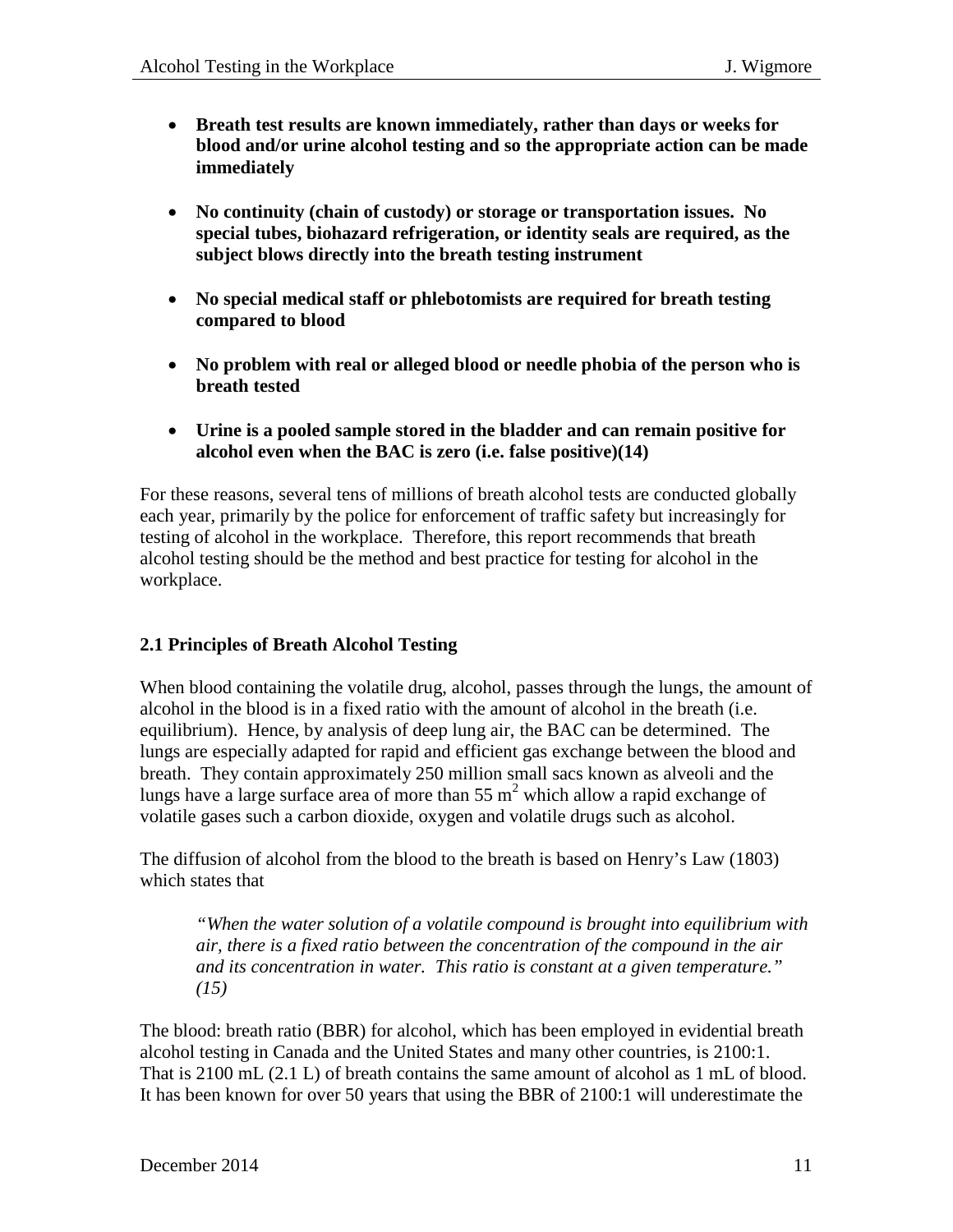- **Breath test results are known immediately, rather than days or weeks for blood and/or urine alcohol testing and so the appropriate action can be made immediately**

- **No continuity (chain of custody) or storage or transportation issues. No special tubes, biohazard refrigeration, or identity seals are required, as the subject blows directly into the breath testing instrument**

- **No special medical staff or phlebotomists are required for breath testing compared to blood**

- **No problem with real or alleged blood or needle phobia of the person who is breath tested**

- **Urine is a pooled sample stored in the bladder and can remain positive for alcohol even when the BAC is zero (i.e. false positive)(14)**

For these reasons, several tens of millions of breath alcohol tests are conducted globally each year, primarily by the police for enforcement of traffic safety but increasingly for testing of alcohol in the workplace. Therefore, this report recommends that breath alcohol testing should be the method and best practice for testing for alcohol in the workplace.

### 2.1 Principles of Breath Alcohol Testing

When blood containing the volatile drug, alcohol, passes through the lungs, the amount of alcohol in the blood is in a fixed ratio with the amount of alcohol in the breath (i.e. equilibrium). Hence, by analysis of deep lung air, the BAC can be determined. The lungs are especially adapted for rapid and efficient gas exchange between the blood and breath. They contain approximately 250 million small sacs known as alveoli and the lungs have a large surface area of more than 55 $m^2$ which allow a rapid exchange of volatile gases such a carbon dioxide, oxygen and volatile drugs such as alcohol.

The diffusion of alcohol from the blood to the breath is based on Henry's Law (1803) which states that

> *"When the water solution of a volatile compound is brought into equilibrium with air, there is a fixed ratio between the concentration of the compound in the air and its concentration in water. This ratio is constant at a given temperature." (15)*

The blood: breath ratio (BBR) for alcohol, which has been employed in evidential breath alcohol testing in Canada and the United States and many other countries, is 2100:1. That is 2100 mL (2.1 L) of breath contains the same amount of alcohol as 1 mL of blood. It has been known for over 50 years that using the BBR of 2100:1 will underestimate the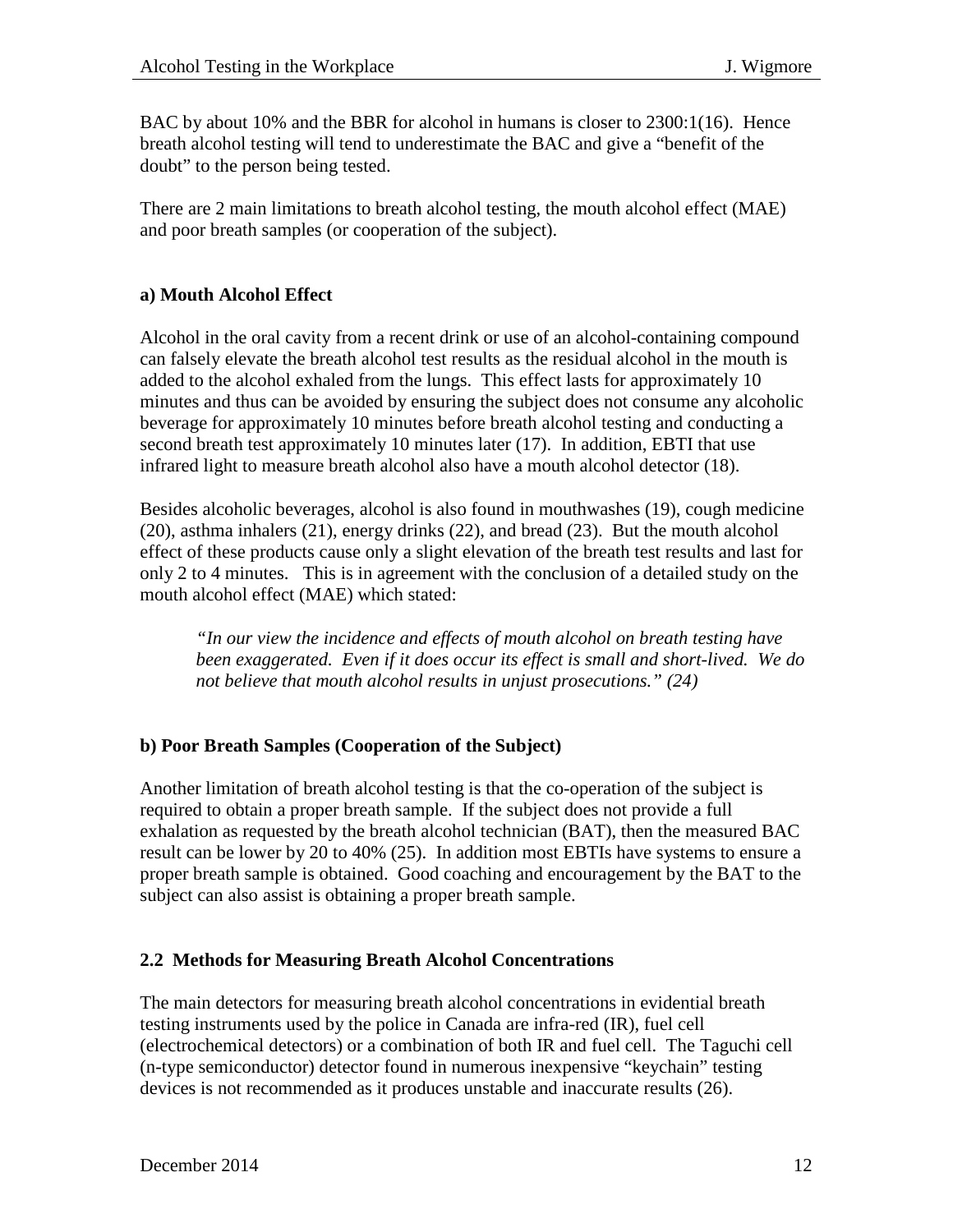BAC by about 10% and the BBR for alcohol in humans is closer to 2300:1(16). Hence breath alcohol testing will tend to underestimate the BAC and give a "benefit of the doubt" to the person being tested.

There are 2 main limitations to breath alcohol testing, the mouth alcohol effect (MAE) and poor breath samples (or cooperation of the subject).

### a) Mouth Alcohol Effect

Alcohol in the oral cavity from a recent drink or use of an alcohol-containing compound can falsely elevate the breath alcohol test results as the residual alcohol in the mouth is added to the alcohol exhaled from the lungs. This effect lasts for approximately 10 minutes and thus can be avoided by ensuring the subject does not consume any alcoholic beverage for approximately 10 minutes before breath alcohol testing and conducting a second breath test approximately 10 minutes later (17). In addition, EBTI that use infrared light to measure breath alcohol also have a mouth alcohol detector (18).

Besides alcoholic beverages, alcohol is also found in mouthwashes (19), cough medicine (20), asthma inhalers (21), energy drinks (22), and bread (23). But the mouth alcohol effect of these products cause only a slight elevation of the breath test results and last for only 2 to 4 minutes. This is in agreement with the conclusion of a detailed study on the mouth alcohol effect (MAE) which stated:

> *"In our view the incidence and effects of mouth alcohol on breath testing have been exaggerated. Even if it does occur its effect is small and short-lived. We do not believe that mouth alcohol results in unjust prosecutions." (24)*

### b) Poor Breath Samples (Cooperation of the Subject)

Another limitation of breath alcohol testing is that the co-operation of the subject is required to obtain a proper breath sample. If the subject does not provide a full exhalation as requested by the breath alcohol technician (BAT), then the measured BAC result can be lower by 20 to 40% (25). In addition most EBTIs have systems to ensure a proper breath sample is obtained. Good coaching and encouragement by the BAT to the subject can also assist is obtaining a proper breath sample.

## 2.2 Methods for Measuring Breath Alcohol Concentrations

The main detectors for measuring breath alcohol concentrations in evidential breath testing instruments used by the police in Canada are infra-red (IR), fuel cell (electrochemical detectors) or a combination of both IR and fuel cell. The Taguchi cell (n-type semiconductor) detector found in numerous inexpensive "keychain" testing devices is not recommended as it produces unstable and inaccurate results (26).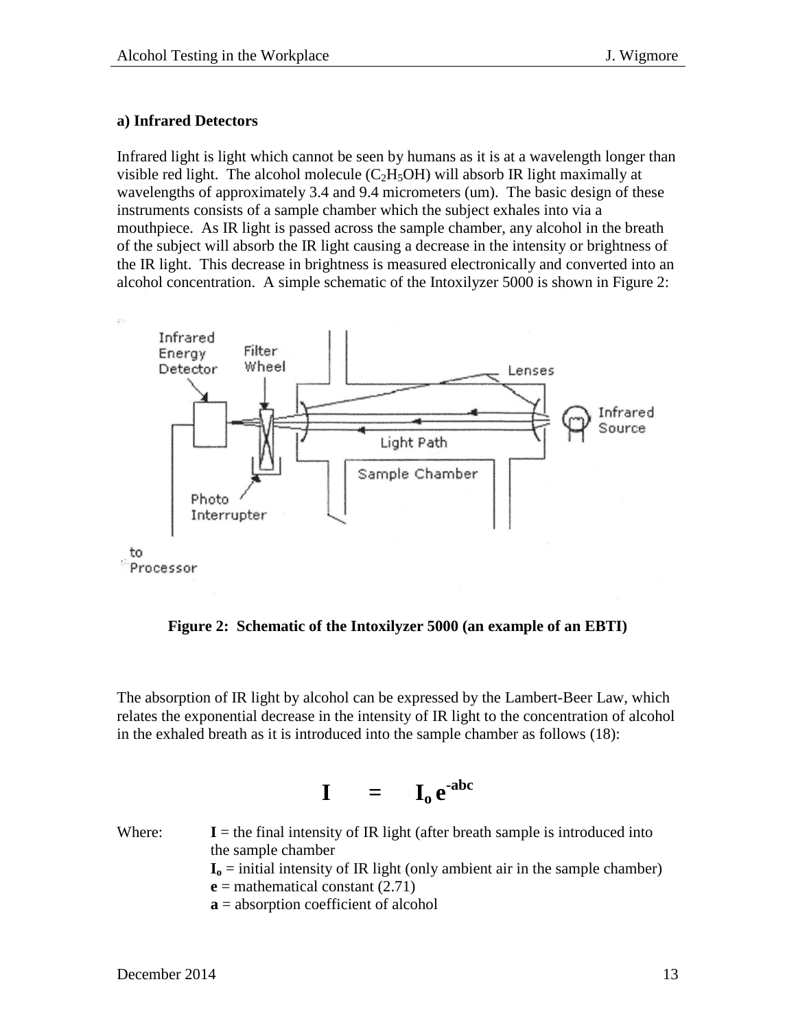**a) Infrared Detectors**

Infrared light is light which cannot be seen by humans as it is at a wavelength longer than visible red light. The alcohol molecule ($C_2H_5OH$) will absorb IR light maximally at wavelengths of approximately 3.4 and 9.4 micrometers (um). The basic design of these instruments consists of a sample chamber which the subject exhales into via a mouthpiece. As IR light is passed across the sample chamber, any alcohol in the breath of the subject will absorb the IR light causing a decrease in the intensity or brightness of the IR light. This decrease in brightness is measured electronically and converted into an alcohol concentration. A simple schematic of the Intoxilyzer 5000 is shown in Figure 2:

**Figure 2: Schematic of the Intoxilyzer 5000 (an example of an EBTI)**

The absorption of IR light by alcohol can be expressed by the Lambert-Beer Law, which relates the exponential decrease in the intensity of IR light to the concentration of alcohol in the exhaled breath as it is introduced into the sample chamber as follows (18):

$$\mathbf{I} = \mathbf{I_o}\,\mathbf{e}^{-abc}$$

Where:
- **I** = the final intensity of IR light (after breath sample is introduced into the sample chamber
- $\mathbf{I_o}$ = initial intensity of IR light (only ambient air in the sample chamber)
- **e** = mathematical constant (2.71)
- **a** = absorption coefficient of alcohol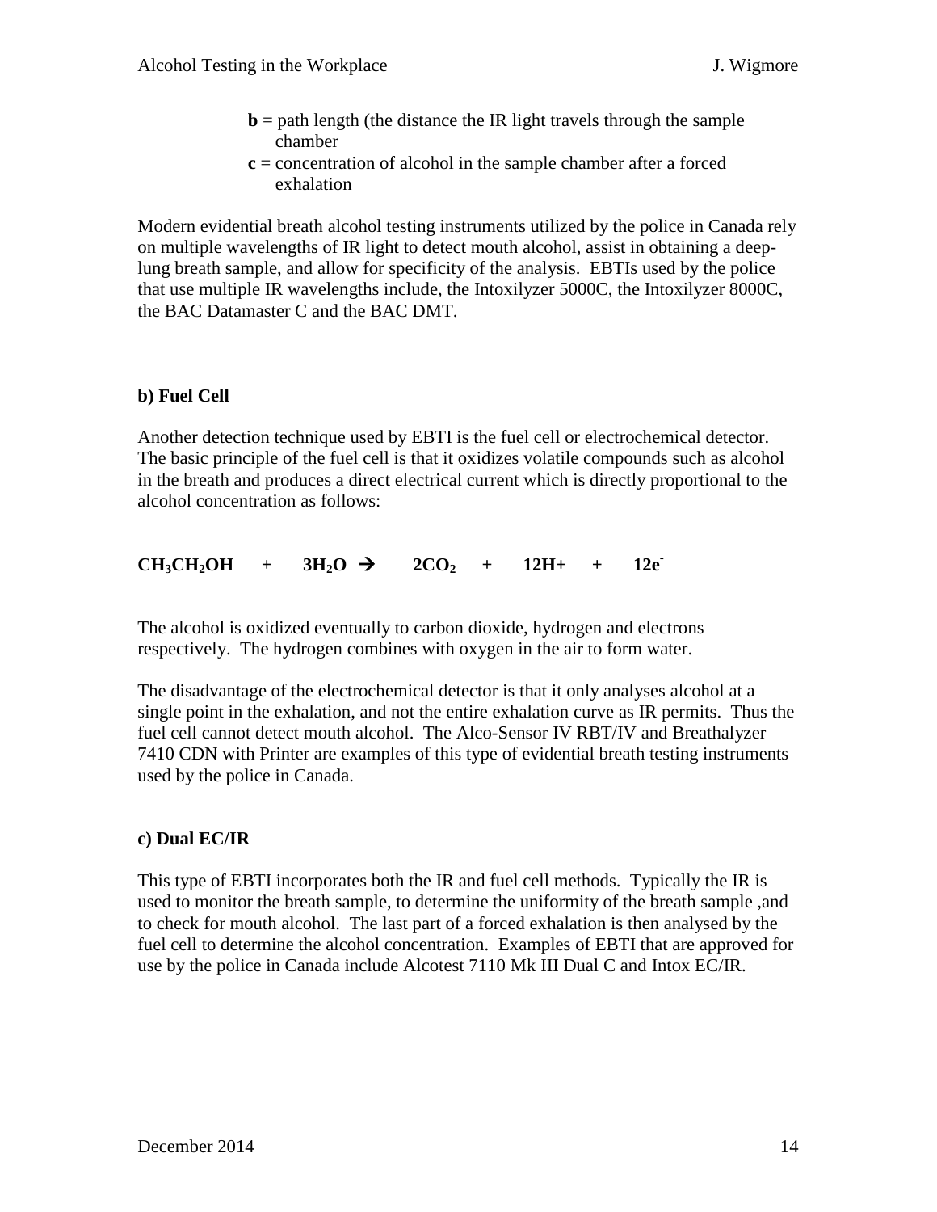- **b** = path length (the distance the IR light travels through the sample chamber
- **c** = concentration of alcohol in the sample chamber after a forced exhalation

Modern evidential breath alcohol testing instruments utilized by the police in Canada rely on multiple wavelengths of IR light to detect mouth alcohol, assist in obtaining a deep-lung breath sample, and allow for specificity of the analysis. EBTIs used by the police that use multiple IR wavelengths include, the Intoxilyzer 5000C, the Intoxilyzer 8000C, the BAC Datamaster C and the BAC DMT.

### b) Fuel Cell

Another detection technique used by EBTI is the fuel cell or electrochemical detector. The basic principle of the fuel cell is that it oxidizes volatile compounds such as alcohol in the breath and produces a direct electrical current which is directly proportional to the alcohol concentration as follows:

$$\mathbf{CH_3CH_2OH \quad + \quad 3H_2O \rightarrow \quad 2CO_2 \quad + \quad 12H+ \quad + \quad 12e^-}$$

The alcohol is oxidized eventually to carbon dioxide, hydrogen and electrons respectively. The hydrogen combines with oxygen in the air to form water.

The disadvantage of the electrochemical detector is that it only analyses alcohol at a single point in the exhalation, and not the entire exhalation curve as IR permits. Thus the fuel cell cannot detect mouth alcohol. The Alco-Sensor IV RBT/IV and Breathalyzer 7410 CDN with Printer are examples of this type of evidential breath testing instruments used by the police in Canada.

### c) Dual EC/IR

This type of EBTI incorporates both the IR and fuel cell methods. Typically the IR is used to monitor the breath sample, to determine the uniformity of the breath sample ,and to check for mouth alcohol. The last part of a forced exhalation is then analysed by the fuel cell to determine the alcohol concentration. Examples of EBTI that are approved for use by the police in Canada include Alcotest 7110 Mk III Dual C and Intox EC/IR.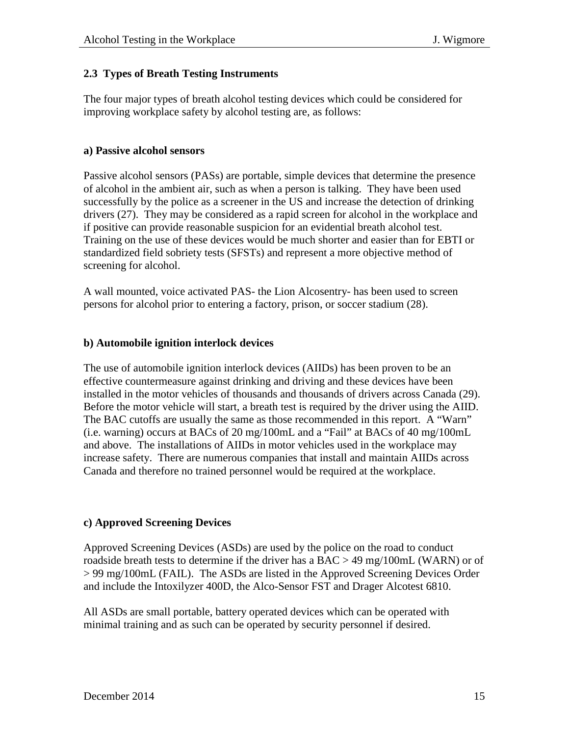### 2.3 Types of Breath Testing Instruments

The four major types of breath alcohol testing devices which could be considered for improving workplace safety by alcohol testing are, as follows:

#### a) Passive alcohol sensors

Passive alcohol sensors (PASs) are portable, simple devices that determine the presence of alcohol in the ambient air, such as when a person is talking. They have been used successfully by the police as a screener in the US and increase the detection of drinking drivers (27). They may be considered as a rapid screen for alcohol in the workplace and if positive can provide reasonable suspicion for an evidential breath alcohol test. Training on the use of these devices would be much shorter and easier than for EBTI or standardized field sobriety tests (SFSTs) and represent a more objective method of screening for alcohol.

A wall mounted, voice activated PAS- the Lion Alcosentry- has been used to screen persons for alcohol prior to entering a factory, prison, or soccer stadium (28).

#### b) Automobile ignition interlock devices

The use of automobile ignition interlock devices (AIIDs) has been proven to be an effective countermeasure against drinking and driving and these devices have been installed in the motor vehicles of thousands and thousands of drivers across Canada (29). Before the motor vehicle will start, a breath test is required by the driver using the AIID. The BAC cutoffs are usually the same as those recommended in this report. A "Warn" (i.e. warning) occurs at BACs of 20 mg/100mL and a "Fail" at BACs of 40 mg/100mL and above. The installations of AIIDs in motor vehicles used in the workplace may increase safety. There are numerous companies that install and maintain AIIDs across Canada and therefore no trained personnel would be required at the workplace.

#### c) Approved Screening Devices

Approved Screening Devices (ASDs) are used by the police on the road to conduct roadside breath tests to determine if the driver has a BAC > 49 mg/100mL (WARN) or of > 99 mg/100mL (FAIL). The ASDs are listed in the Approved Screening Devices Order and include the Intoxilyzer 400D, the Alco-Sensor FST and Drager Alcotest 6810.

All ASDs are small portable, battery operated devices which can be operated with minimal training and as such can be operated by security personnel if desired.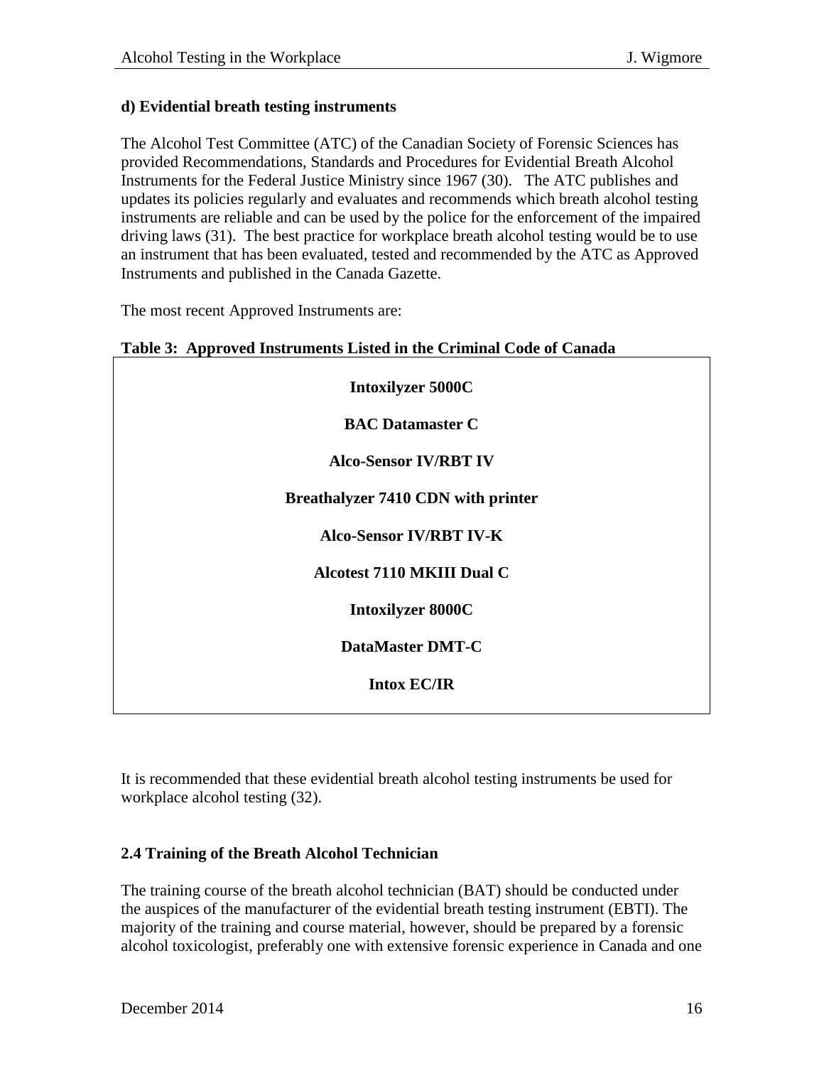**d) Evidential breath testing instruments**

The Alcohol Test Committee (ATC) of the Canadian Society of Forensic Sciences has provided Recommendations, Standards and Procedures for Evidential Breath Alcohol Instruments for the Federal Justice Ministry since 1967 (30). The ATC publishes and updates its policies regularly and evaluates and recommends which breath alcohol testing instruments are reliable and can be used by the police for the enforcement of the impaired driving laws (31). The best practice for workplace breath alcohol testing would be to use an instrument that has been evaluated, tested and recommended by the ATC as Approved Instruments and published in the Canada Gazette.

The most recent Approved Instruments are:

**Table 3: Approved Instruments Listed in the Criminal Code of Canada**

| |
|---|
| **Intoxilyzer 5000C** |
| **BAC Datamaster C** |
| **Alco-Sensor IV/RBT IV** |
| **Breathalyzer 7410 CDN with printer** |
| **Alco-Sensor IV/RBT IV-K** |
| **Alcotest 7110 MKIII Dual C** |
| **Intoxilyzer 8000C** |
| **DataMaster DMT-C** |
| **Intox EC/IR** |

It is recommended that these evidential breath alcohol testing instruments be used for workplace alcohol testing (32).

## 2.4 Training of the Breath Alcohol Technician

The training course of the breath alcohol technician (BAT) should be conducted under the auspices of the manufacturer of the evidential breath testing instrument (EBTI). The majority of the training and course material, however, should be prepared by a forensic alcohol toxicologist, preferably one with extensive forensic experience in Canada and one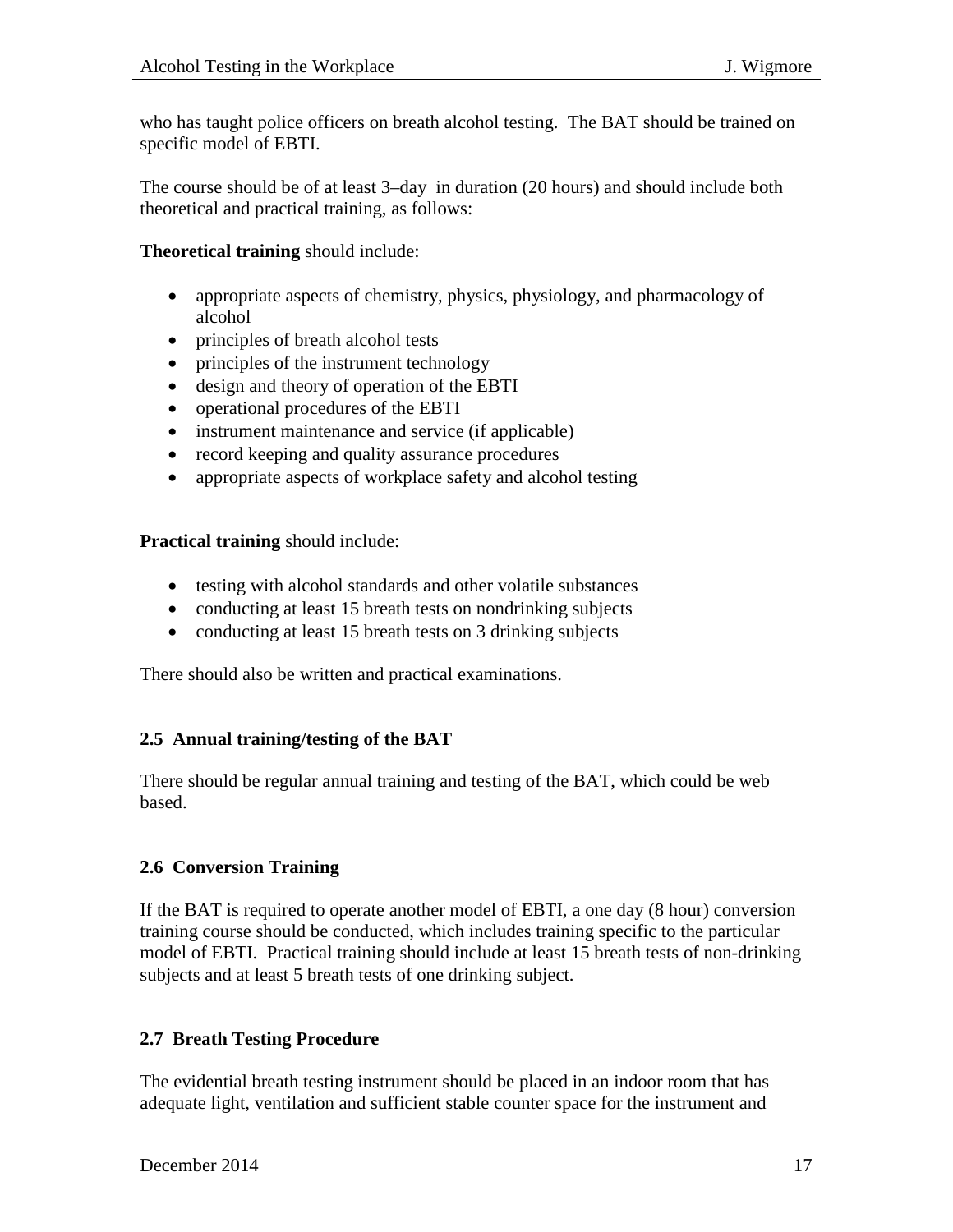who has taught police officers on breath alcohol testing. The BAT should be trained on specific model of EBTI.

The course should be of at least 3–day in duration (20 hours) and should include both theoretical and practical training, as follows:

**Theoretical training** should include:

- appropriate aspects of chemistry, physics, physiology, and pharmacology of alcohol
- principles of breath alcohol tests
- principles of the instrument technology
- design and theory of operation of the EBTI
- operational procedures of the EBTI
- instrument maintenance and service (if applicable)
- record keeping and quality assurance procedures
- appropriate aspects of workplace safety and alcohol testing

**Practical training** should include:

- testing with alcohol standards and other volatile substances
- conducting at least 15 breath tests on nondrinking subjects
- conducting at least 15 breath tests on 3 drinking subjects

There should also be written and practical examinations.

### 2.5 Annual training/testing of the BAT

There should be regular annual training and testing of the BAT, which could be web based.

### 2.6 Conversion Training

If the BAT is required to operate another model of EBTI, a one day (8 hour) conversion training course should be conducted, which includes training specific to the particular model of EBTI. Practical training should include at least 15 breath tests of non-drinking subjects and at least 5 breath tests of one drinking subject.

### 2.7 Breath Testing Procedure

The evidential breath testing instrument should be placed in an indoor room that has adequate light, ventilation and sufficient stable counter space for the instrument and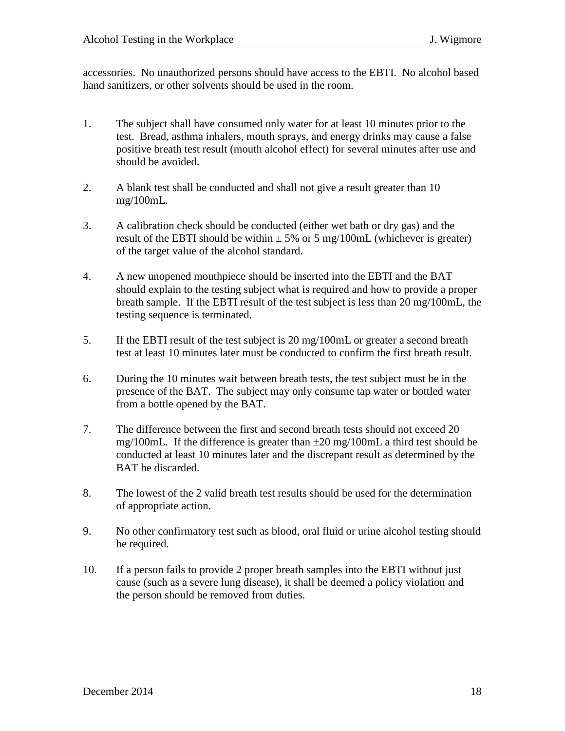accessories. No unauthorized persons should have access to the EBTI. No alcohol based hand sanitizers, or other solvents should be used in the room.

1. The subject shall have consumed only water for at least 10 minutes prior to the test. Bread, asthma inhalers, mouth sprays, and energy drinks may cause a false positive breath test result (mouth alcohol effect) for several minutes after use and should be avoided.

2. A blank test shall be conducted and shall not give a result greater than 10 mg/100mL.

3. A calibration check should be conducted (either wet bath or dry gas) and the result of the EBTI should be within ± 5% or 5 mg/100mL (whichever is greater) of the target value of the alcohol standard.

4. A new unopened mouthpiece should be inserted into the EBTI and the BAT should explain to the testing subject what is required and how to provide a proper breath sample. If the EBTI result of the test subject is less than 20 mg/100mL, the testing sequence is terminated.

5. If the EBTI result of the test subject is 20 mg/100mL or greater a second breath test at least 10 minutes later must be conducted to confirm the first breath result.

6. During the 10 minutes wait between breath tests, the test subject must be in the presence of the BAT. The subject may only consume tap water or bottled water from a bottle opened by the BAT.

7. The difference between the first and second breath tests should not exceed 20 mg/100mL. If the difference is greater than ±20 mg/100mL a third test should be conducted at least 10 minutes later and the discrepant result as determined by the BAT be discarded.

8. The lowest of the 2 valid breath test results should be used for the determination of appropriate action.

9. No other confirmatory test such as blood, oral fluid or urine alcohol testing should be required.

10. If a person fails to provide 2 proper breath samples into the EBTI without just cause (such as a severe lung disease), it shall be deemed a policy violation and the person should be removed from duties.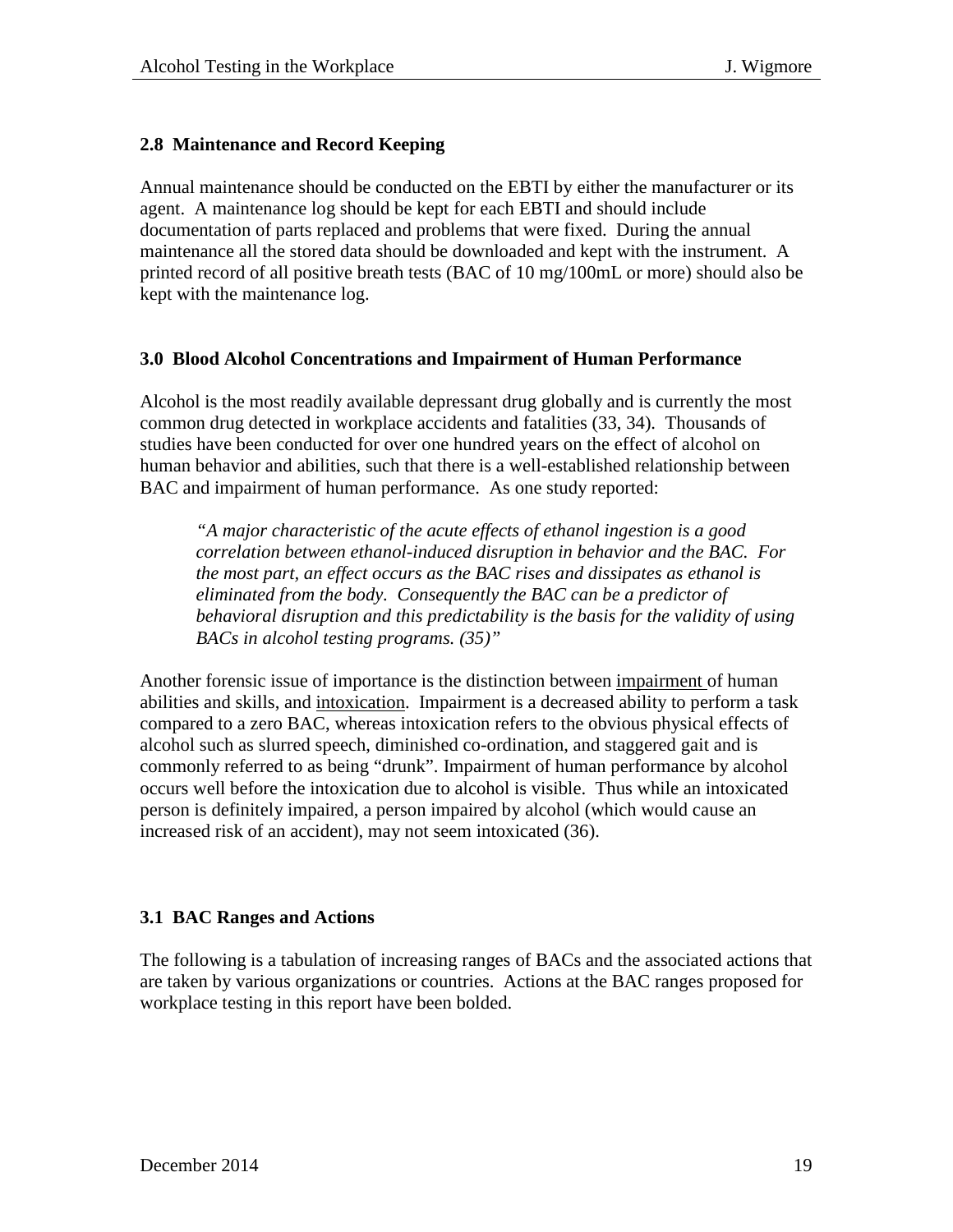### 2.8 Maintenance and Record Keeping

Annual maintenance should be conducted on the EBTI by either the manufacturer or its agent. A maintenance log should be kept for each EBTI and should include documentation of parts replaced and problems that were fixed. During the annual maintenance all the stored data should be downloaded and kept with the instrument. A printed record of all positive breath tests (BAC of 10 mg/100mL or more) should also be kept with the maintenance log.

## 3.0 Blood Alcohol Concentrations and Impairment of Human Performance

Alcohol is the most readily available depressant drug globally and is currently the most common drug detected in workplace accidents and fatalities (33, 34). Thousands of studies have been conducted for over one hundred years on the effect of alcohol on human behavior and abilities, such that there is a well-established relationship between BAC and impairment of human performance. As one study reported:

> *"A major characteristic of the acute effects of ethanol ingestion is a good correlation between ethanol-induced disruption in behavior and the BAC. For the most part, an effect occurs as the BAC rises and dissipates as ethanol is eliminated from the body. Consequently the BAC can be a predictor of behavioral disruption and this predictability is the basis for the validity of using BACs in alcohol testing programs. (35)"*

Another forensic issue of importance is the distinction between impairment of human abilities and skills, and intoxication. Impairment is a decreased ability to perform a task compared to a zero BAC, whereas intoxication refers to the obvious physical effects of alcohol such as slurred speech, diminished co-ordination, and staggered gait and is commonly referred to as being "drunk". Impairment of human performance by alcohol occurs well before the intoxication due to alcohol is visible. Thus while an intoxicated person is definitely impaired, a person impaired by alcohol (which would cause an increased risk of an accident), may not seem intoxicated (36).

### 3.1 BAC Ranges and Actions

The following is a tabulation of increasing ranges of BACs and the associated actions that are taken by various organizations or countries. Actions at the BAC ranges proposed for workplace testing in this report have been bolded.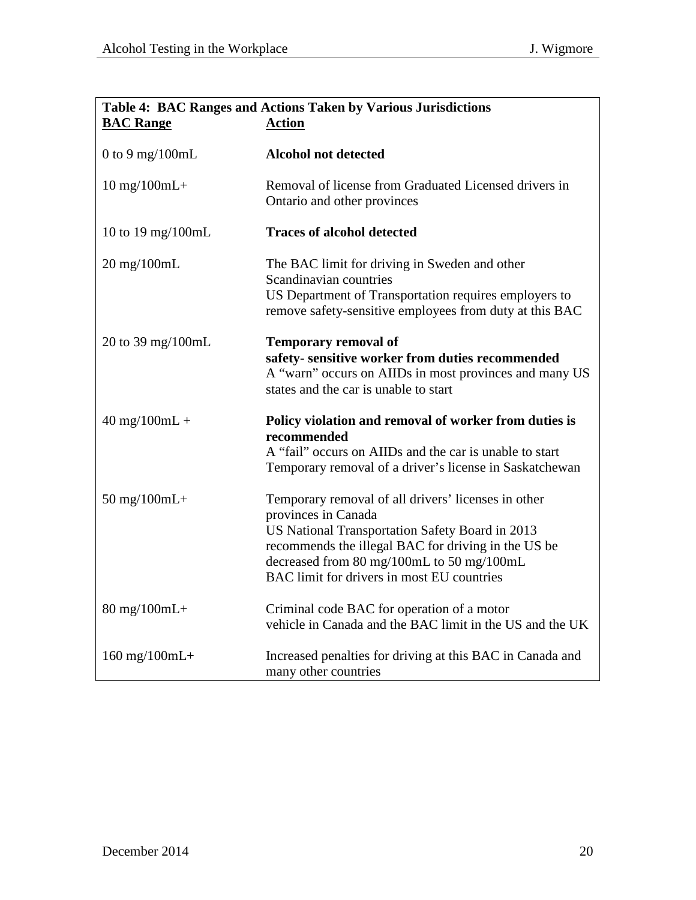**Table 4: BAC Ranges and Actions Taken by Various Jurisdictions**

| BAC Range | Action |
|---|---|
| 0 to 9 mg/100mL | **Alcohol not detected** |
| 10 mg/100mL+ | Removal of license from Graduated Licensed drivers in Ontario and other provinces |
| 10 to 19 mg/100mL | **Traces of alcohol detected** |
| 20 mg/100mL | The BAC limit for driving in Sweden and other Scandinavian countries<br>US Department of Transportation requires employers to remove safety-sensitive employees from duty at this BAC |
| 20 to 39 mg/100mL | **Temporary removal of safety- sensitive worker from duties recommended**<br>A "warn" occurs on AIIDs in most provinces and many US states and the car is unable to start |
| 40 mg/100mL + | **Policy violation and removal of worker from duties is recommended**<br>A "fail" occurs on AIIDs and the car is unable to start<br>Temporary removal of a driver's license in Saskatchewan |
| 50 mg/100mL+ | Temporary removal of all drivers' licenses in other provinces in Canada<br>US National Transportation Safety Board in 2013 recommends the illegal BAC for driving in the US be decreased from 80 mg/100mL to 50 mg/100mL<br>BAC limit for drivers in most EU countries |
| 80 mg/100mL+ | Criminal code BAC for operation of a motor vehicle in Canada and the BAC limit in the US and the UK |
| 160 mg/100mL+ | Increased penalties for driving at this BAC in Canada and many other countries |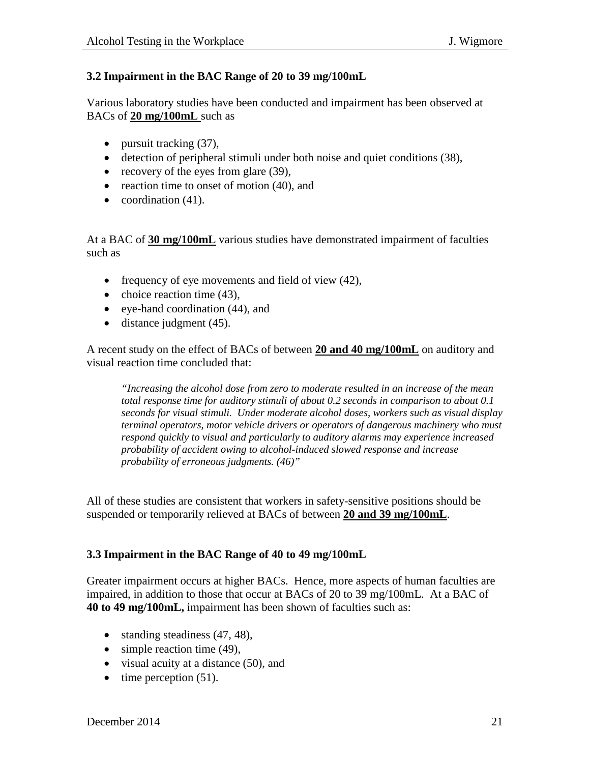### 3.2 Impairment in the BAC Range of 20 to 39 mg/100mL

Various laboratory studies have been conducted and impairment has been observed at BACs of **20 mg/100mL** such as

- pursuit tracking (37),
- detection of peripheral stimuli under both noise and quiet conditions (38),
- recovery of the eyes from glare (39),
- reaction time to onset of motion (40), and
- coordination (41).

At a BAC of **30 mg/100mL** various studies have demonstrated impairment of faculties such as

- frequency of eye movements and field of view (42),
- choice reaction time (43),
- eye-hand coordination (44), and
- distance judgment (45).

A recent study on the effect of BACs of between **20 and 40 mg/100mL** on auditory and visual reaction time concluded that:

> *"Increasing the alcohol dose from zero to moderate resulted in an increase of the mean total response time for auditory stimuli of about 0.2 seconds in comparison to about 0.1 seconds for visual stimuli. Under moderate alcohol doses, workers such as visual display terminal operators, motor vehicle drivers or operators of dangerous machinery who must respond quickly to visual and particularly to auditory alarms may experience increased probability of accident owing to alcohol-induced slowed response and increase probability of erroneous judgments. (46)"*

All of these studies are consistent that workers in safety-sensitive positions should be suspended or temporarily relieved at BACs of between **20 and 39 mg/100mL**.

### 3.3 Impairment in the BAC Range of 40 to 49 mg/100mL

Greater impairment occurs at higher BACs. Hence, more aspects of human faculties are impaired, in addition to those that occur at BACs of 20 to 39 mg/100mL. At a BAC of **40 to 49 mg/100mL,** impairment has been shown of faculties such as:

- standing steadiness (47, 48),
- simple reaction time (49),
- visual acuity at a distance (50), and
- time perception (51).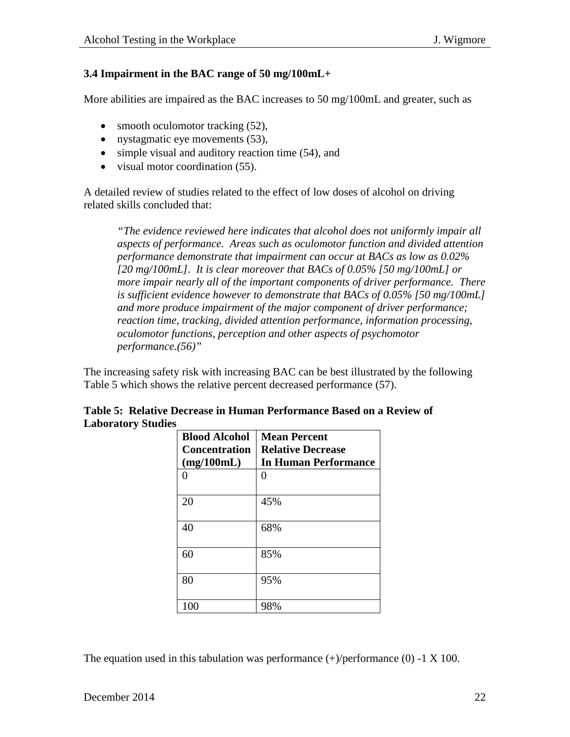### 3.4 Impairment in the BAC range of 50 mg/100mL+

More abilities are impaired as the BAC increases to 50 mg/100mL and greater, such as

- smooth oculomotor tracking (52),
- nystagmatic eye movements (53),
- simple visual and auditory reaction time (54), and
- visual motor coordination (55).

A detailed review of studies related to the effect of low doses of alcohol on driving related skills concluded that:

> *"The evidence reviewed here indicates that alcohol does not uniformly impair all aspects of performance. Areas such as oculomotor function and divided attention performance demonstrate that impairment can occur at BACs as low as 0.02% [20 mg/100mL]. It is clear moreover that BACs of 0.05% [50 mg/100mL] or more impair nearly all of the important components of driver performance. There is sufficient evidence however to demonstrate that BACs of 0.05% [50 mg/100mL] and more produce impairment of the major component of driver performance; reaction time, tracking, divided attention performance, information processing, oculomotor functions, perception and other aspects of psychomotor performance.(56)"*

The increasing safety risk with increasing BAC can be best illustrated by the following Table 5 which shows the relative percent decreased performance (57).

**Table 5: Relative Decrease in Human Performance Based on a Review of Laboratory Studies**

| Blood Alcohol Concentration (mg/100mL) | Mean Percent Relative Decrease In Human Performance |
|---|---|
| 0 | 0 |
| 20 | 45% |
| 40 | 68% |
| 60 | 85% |
| 80 | 95% |
| 100 | 98% |

The equation used in this tabulation was performance (+)/performance (0) -1 X 100.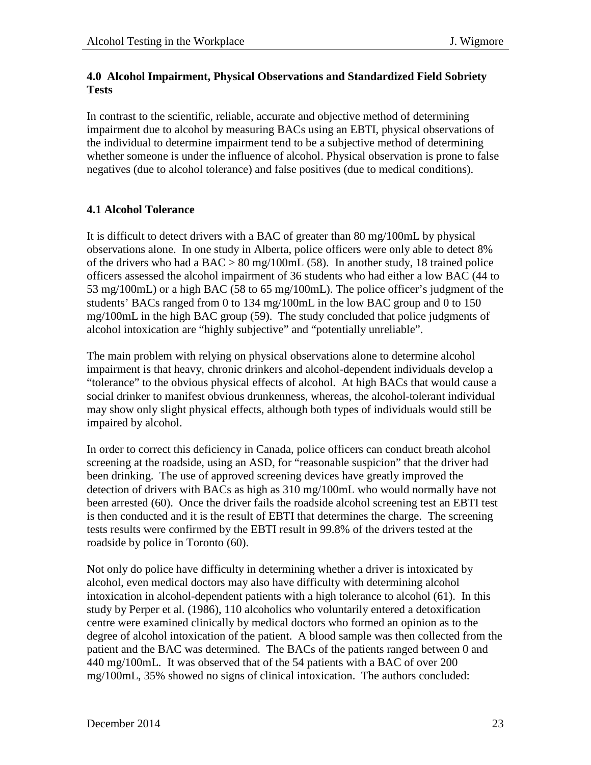## 4.0 Alcohol Impairment, Physical Observations and Standardized Field Sobriety Tests

In contrast to the scientific, reliable, accurate and objective method of determining impairment due to alcohol by measuring BACs using an EBTI, physical observations of the individual to determine impairment tend to be a subjective method of determining whether someone is under the influence of alcohol. Physical observation is prone to false negatives (due to alcohol tolerance) and false positives (due to medical conditions).

### 4.1 Alcohol Tolerance

It is difficult to detect drivers with a BAC of greater than 80 mg/100mL by physical observations alone. In one study in Alberta, police officers were only able to detect 8% of the drivers who had a BAC > 80 mg/100mL (58). In another study, 18 trained police officers assessed the alcohol impairment of 36 students who had either a low BAC (44 to 53 mg/100mL) or a high BAC (58 to 65 mg/100mL). The police officer's judgment of the students' BACs ranged from 0 to 134 mg/100mL in the low BAC group and 0 to 150 mg/100mL in the high BAC group (59). The study concluded that police judgments of alcohol intoxication are "highly subjective" and "potentially unreliable".

The main problem with relying on physical observations alone to determine alcohol impairment is that heavy, chronic drinkers and alcohol-dependent individuals develop a "tolerance" to the obvious physical effects of alcohol. At high BACs that would cause a social drinker to manifest obvious drunkenness, whereas, the alcohol-tolerant individual may show only slight physical effects, although both types of individuals would still be impaired by alcohol.

In order to correct this deficiency in Canada, police officers can conduct breath alcohol screening at the roadside, using an ASD, for "reasonable suspicion" that the driver had been drinking. The use of approved screening devices have greatly improved the detection of drivers with BACs as high as 310 mg/100mL who would normally have not been arrested (60). Once the driver fails the roadside alcohol screening test an EBTI test is then conducted and it is the result of EBTI that determines the charge. The screening tests results were confirmed by the EBTI result in 99.8% of the drivers tested at the roadside by police in Toronto (60).

Not only do police have difficulty in determining whether a driver is intoxicated by alcohol, even medical doctors may also have difficulty with determining alcohol intoxication in alcohol-dependent patients with a high tolerance to alcohol (61). In this study by Perper et al. (1986), 110 alcoholics who voluntarily entered a detoxification centre were examined clinically by medical doctors who formed an opinion as to the degree of alcohol intoxication of the patient. A blood sample was then collected from the patient and the BAC was determined. The BACs of the patients ranged between 0 and 440 mg/100mL. It was observed that of the 54 patients with a BAC of over 200 mg/100mL, 35% showed no signs of clinical intoxication. The authors concluded: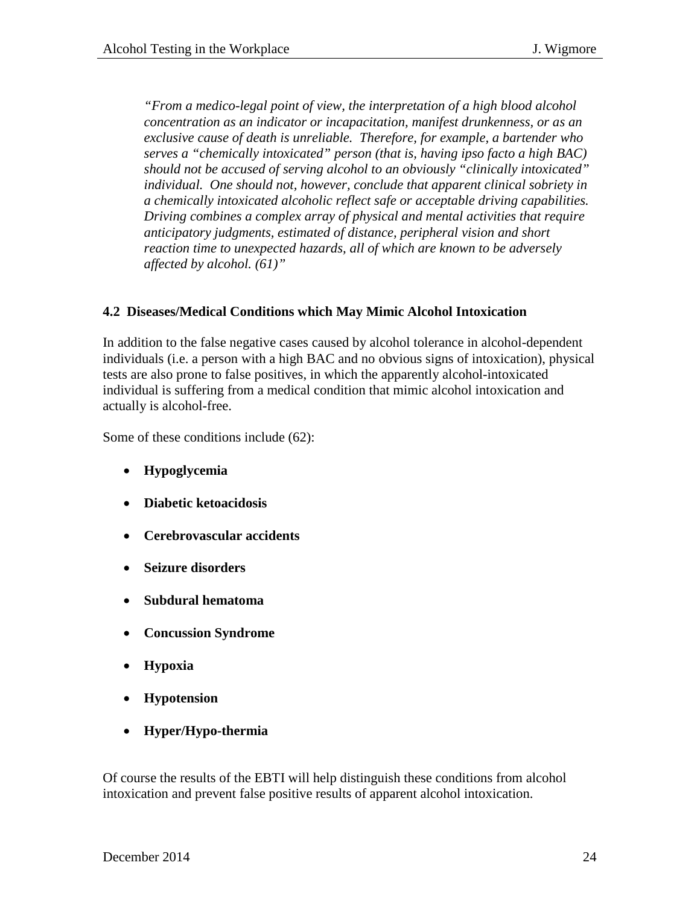> *"From a medico-legal point of view, the interpretation of a high blood alcohol concentration as an indicator or incapacitation, manifest drunkenness, or as an exclusive cause of death is unreliable. Therefore, for example, a bartender who serves a "chemically intoxicated" person (that is, having ipso facto a high BAC) should not be accused of serving alcohol to an obviously "clinically intoxicated" individual. One should not, however, conclude that apparent clinical sobriety in a chemically intoxicated alcoholic reflect safe or acceptable driving capabilities. Driving combines a complex array of physical and mental activities that require anticipatory judgments, estimated of distance, peripheral vision and short reaction time to unexpected hazards, all of which are known to be adversely affected by alcohol. (61)"*

### 4.2 Diseases/Medical Conditions which May Mimic Alcohol Intoxication

In addition to the false negative cases caused by alcohol tolerance in alcohol-dependent individuals (i.e. a person with a high BAC and no obvious signs of intoxication), physical tests are also prone to false positives, in which the apparently alcohol-intoxicated individual is suffering from a medical condition that mimic alcohol intoxication and actually is alcohol-free.

Some of these conditions include (62):

- **Hypoglycemia**
- **Diabetic ketoacidosis**
- **Cerebrovascular accidents**
- **Seizure disorders**
- **Subdural hematoma**
- **Concussion Syndrome**
- **Hypoxia**
- **Hypotension**
- **Hyper/Hypo-thermia**

Of course the results of the EBTI will help distinguish these conditions from alcohol intoxication and prevent false positive results of apparent alcohol intoxication.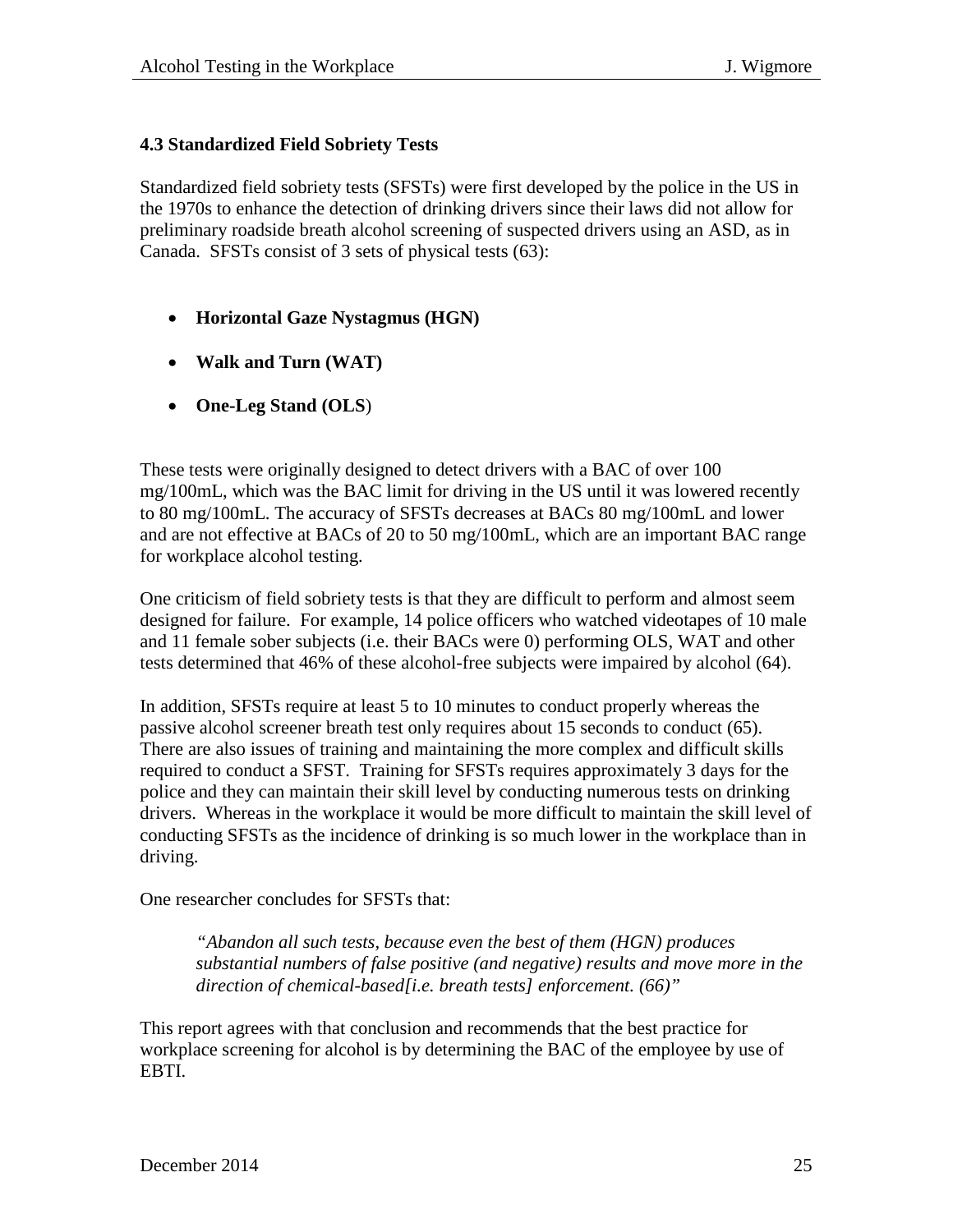### 4.3 Standardized Field Sobriety Tests

Standardized field sobriety tests (SFSTs) were first developed by the police in the US in the 1970s to enhance the detection of drinking drivers since their laws did not allow for preliminary roadside breath alcohol screening of suspected drivers using an ASD, as in Canada. SFSTs consist of 3 sets of physical tests (63):

- **Horizontal Gaze Nystagmus (HGN)**
- **Walk and Turn (WAT)**
- **One-Leg Stand (OLS)**

These tests were originally designed to detect drivers with a BAC of over 100 mg/100mL, which was the BAC limit for driving in the US until it was lowered recently to 80 mg/100mL. The accuracy of SFSTs decreases at BACs 80 mg/100mL and lower and are not effective at BACs of 20 to 50 mg/100mL, which are an important BAC range for workplace alcohol testing.

One criticism of field sobriety tests is that they are difficult to perform and almost seem designed for failure. For example, 14 police officers who watched videotapes of 10 male and 11 female sober subjects (i.e. their BACs were 0) performing OLS, WAT and other tests determined that 46% of these alcohol-free subjects were impaired by alcohol (64).

In addition, SFSTs require at least 5 to 10 minutes to conduct properly whereas the passive alcohol screener breath test only requires about 15 seconds to conduct (65). There are also issues of training and maintaining the more complex and difficult skills required to conduct a SFST. Training for SFSTs requires approximately 3 days for the police and they can maintain their skill level by conducting numerous tests on drinking drivers. Whereas in the workplace it would be more difficult to maintain the skill level of conducting SFSTs as the incidence of drinking is so much lower in the workplace than in driving.

One researcher concludes for SFSTs that:

> *"Abandon all such tests, because even the best of them (HGN) produces substantial numbers of false positive (and negative) results and move more in the direction of chemical-based[i.e. breath tests] enforcement. (66)"*

This report agrees with that conclusion and recommends that the best practice for workplace screening for alcohol is by determining the BAC of the employee by use of EBTI.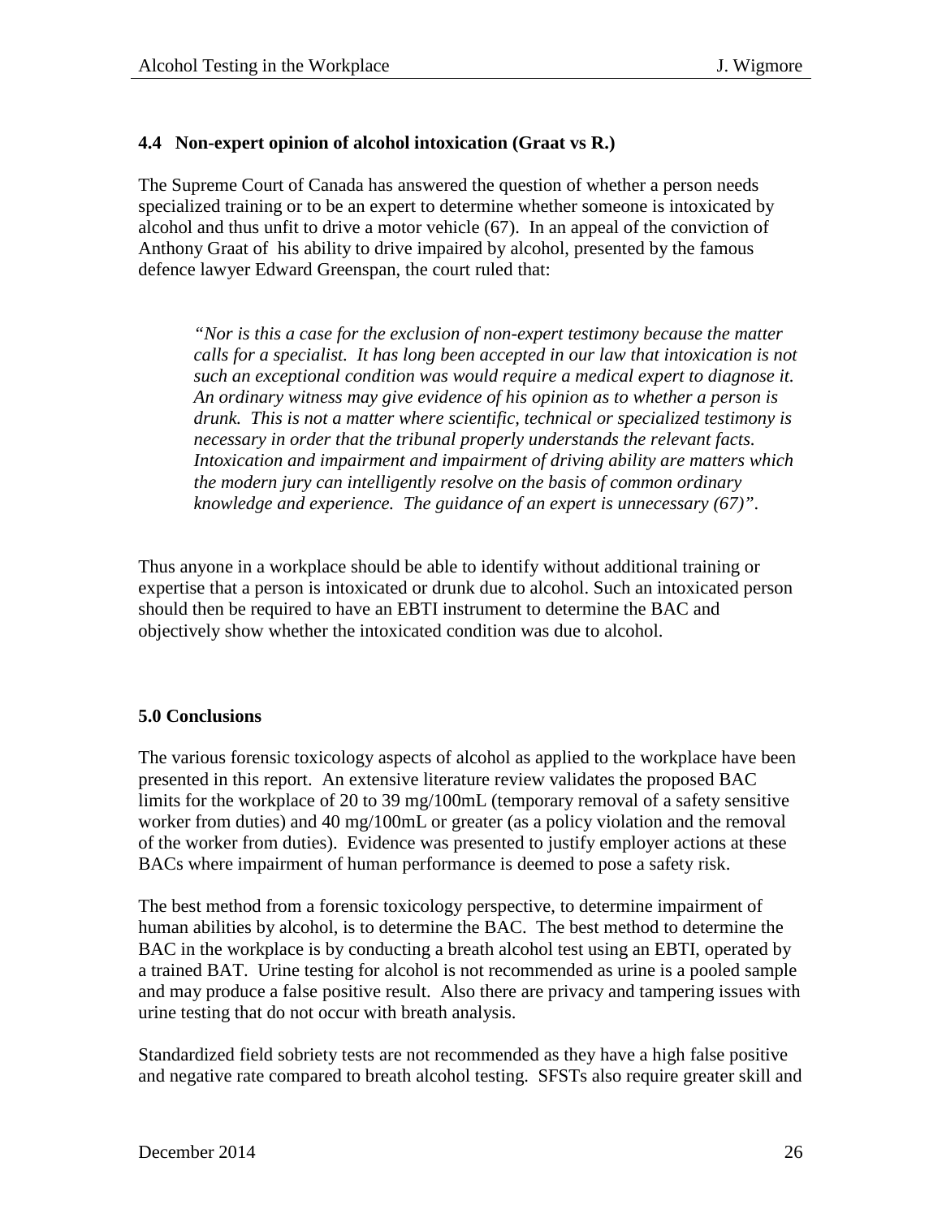### 4.4 Non-expert opinion of alcohol intoxication (Graat vs R.)

The Supreme Court of Canada has answered the question of whether a person needs specialized training or to be an expert to determine whether someone is intoxicated by alcohol and thus unfit to drive a motor vehicle (67). In an appeal of the conviction of Anthony Graat of his ability to drive impaired by alcohol, presented by the famous defence lawyer Edward Greenspan, the court ruled that:

> *"Nor is this a case for the exclusion of non-expert testimony because the matter calls for a specialist. It has long been accepted in our law that intoxication is not such an exceptional condition was would require a medical expert to diagnose it. An ordinary witness may give evidence of his opinion as to whether a person is drunk. This is not a matter where scientific, technical or specialized testimony is necessary in order that the tribunal properly understands the relevant facts. Intoxication and impairment and impairment of driving ability are matters which the modern jury can intelligently resolve on the basis of common ordinary knowledge and experience. The guidance of an expert is unnecessary (67)".*

Thus anyone in a workplace should be able to identify without additional training or expertise that a person is intoxicated or drunk due to alcohol. Such an intoxicated person should then be required to have an EBTI instrument to determine the BAC and objectively show whether the intoxicated condition was due to alcohol.

## 5.0 Conclusions

The various forensic toxicology aspects of alcohol as applied to the workplace have been presented in this report. An extensive literature review validates the proposed BAC limits for the workplace of 20 to 39 mg/100mL (temporary removal of a safety sensitive worker from duties) and 40 mg/100mL or greater (as a policy violation and the removal of the worker from duties). Evidence was presented to justify employer actions at these BACs where impairment of human performance is deemed to pose a safety risk.

The best method from a forensic toxicology perspective, to determine impairment of human abilities by alcohol, is to determine the BAC. The best method to determine the BAC in the workplace is by conducting a breath alcohol test using an EBTI, operated by a trained BAT. Urine testing for alcohol is not recommended as urine is a pooled sample and may produce a false positive result. Also there are privacy and tampering issues with urine testing that do not occur with breath analysis.

Standardized field sobriety tests are not recommended as they have a high false positive and negative rate compared to breath alcohol testing. SFSTs also require greater skill and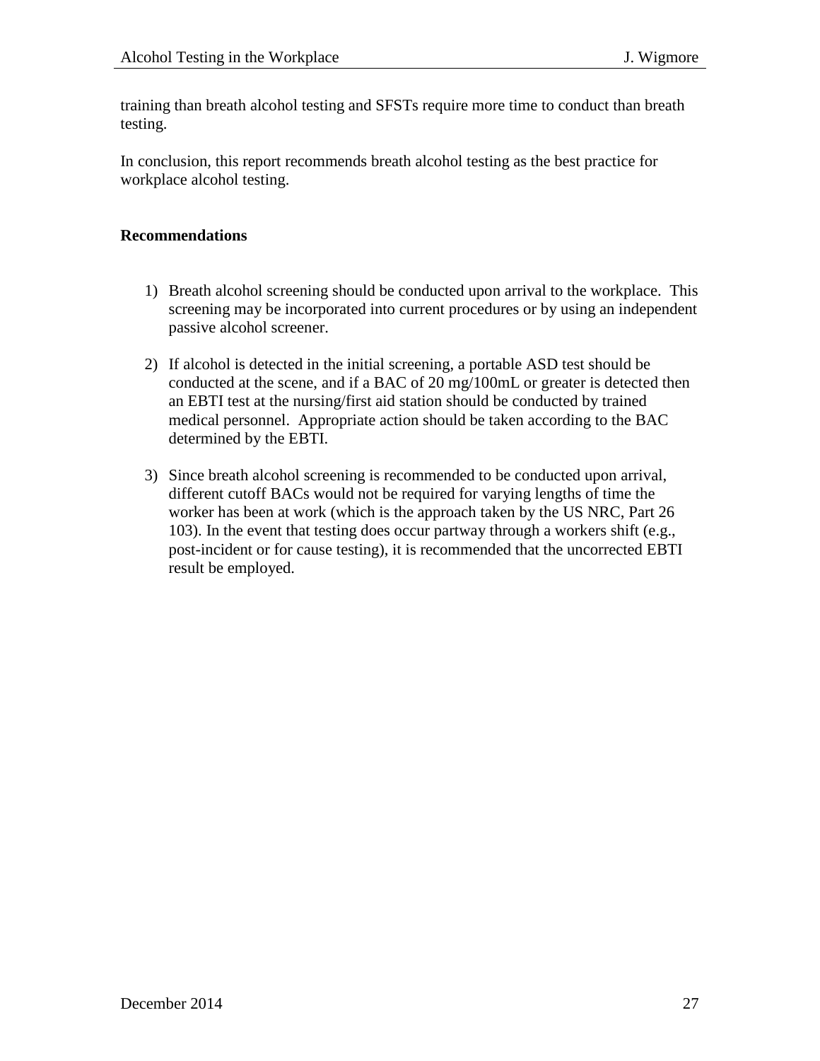training than breath alcohol testing and SFSTs require more time to conduct than breath testing.

In conclusion, this report recommends breath alcohol testing as the best practice for workplace alcohol testing.

**Recommendations**

1) Breath alcohol screening should be conducted upon arrival to the workplace. This screening may be incorporated into current procedures or by using an independent passive alcohol screener.

2) If alcohol is detected in the initial screening, a portable ASD test should be conducted at the scene, and if a BAC of 20 mg/100mL or greater is detected then an EBTI test at the nursing/first aid station should be conducted by trained medical personnel. Appropriate action should be taken according to the BAC determined by the EBTI.

3) Since breath alcohol screening is recommended to be conducted upon arrival, different cutoff BACs would not be required for varying lengths of time the worker has been at work (which is the approach taken by the US NRC, Part 26 103). In the event that testing does occur partway through a workers shift (e.g., post-incident or for cause testing), it is recommended that the uncorrected EBTI result be employed.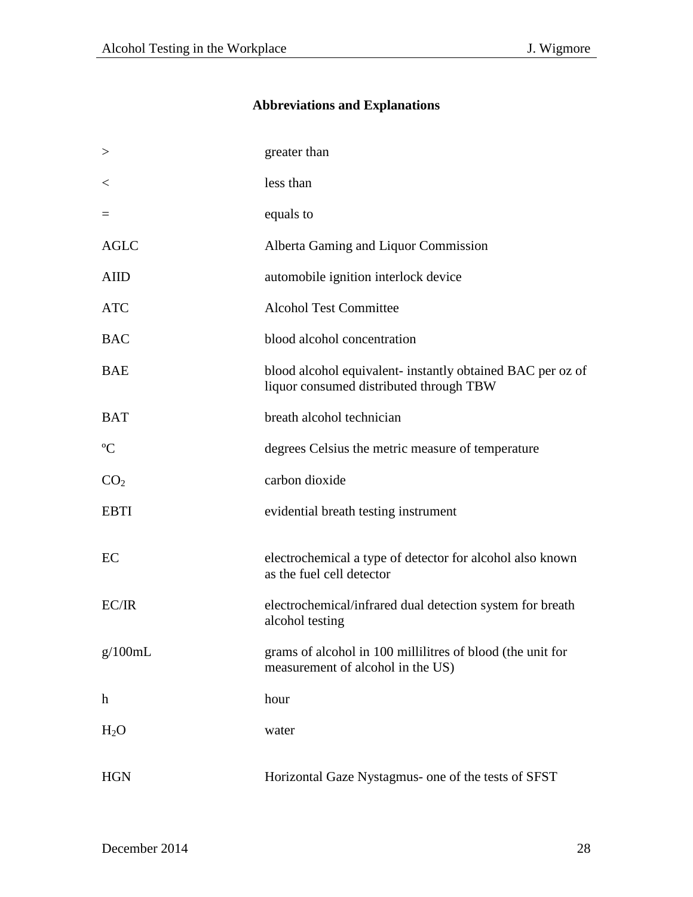## Abbreviations and Explanations

| | |
|---|---|
| > | greater than |
| < | less than |
| = | equals to |
| AGLC | Alberta Gaming and Liquor Commission |
| AIID | automobile ignition interlock device |
| ATC | Alcohol Test Committee |
| BAC | blood alcohol concentration |
| BAE | blood alcohol equivalent- instantly obtained BAC per oz of liquor consumed distributed through TBW |
| BAT | breath alcohol technician |
| ºC | degrees Celsius the metric measure of temperature |
| $CO_2$ | carbon dioxide |
| EBTI | evidential breath testing instrument |
| EC | electrochemical a type of detector for alcohol also known as the fuel cell detector |
| EC/IR | electrochemical/infrared dual detection system for breath alcohol testing |
| g/100mL | grams of alcohol in 100 millilitres of blood (the unit for measurement of alcohol in the US) |
| h | hour |
| $H_2O$ | water |
| HGN | Horizontal Gaze Nystagmus- one of the tests of SFST |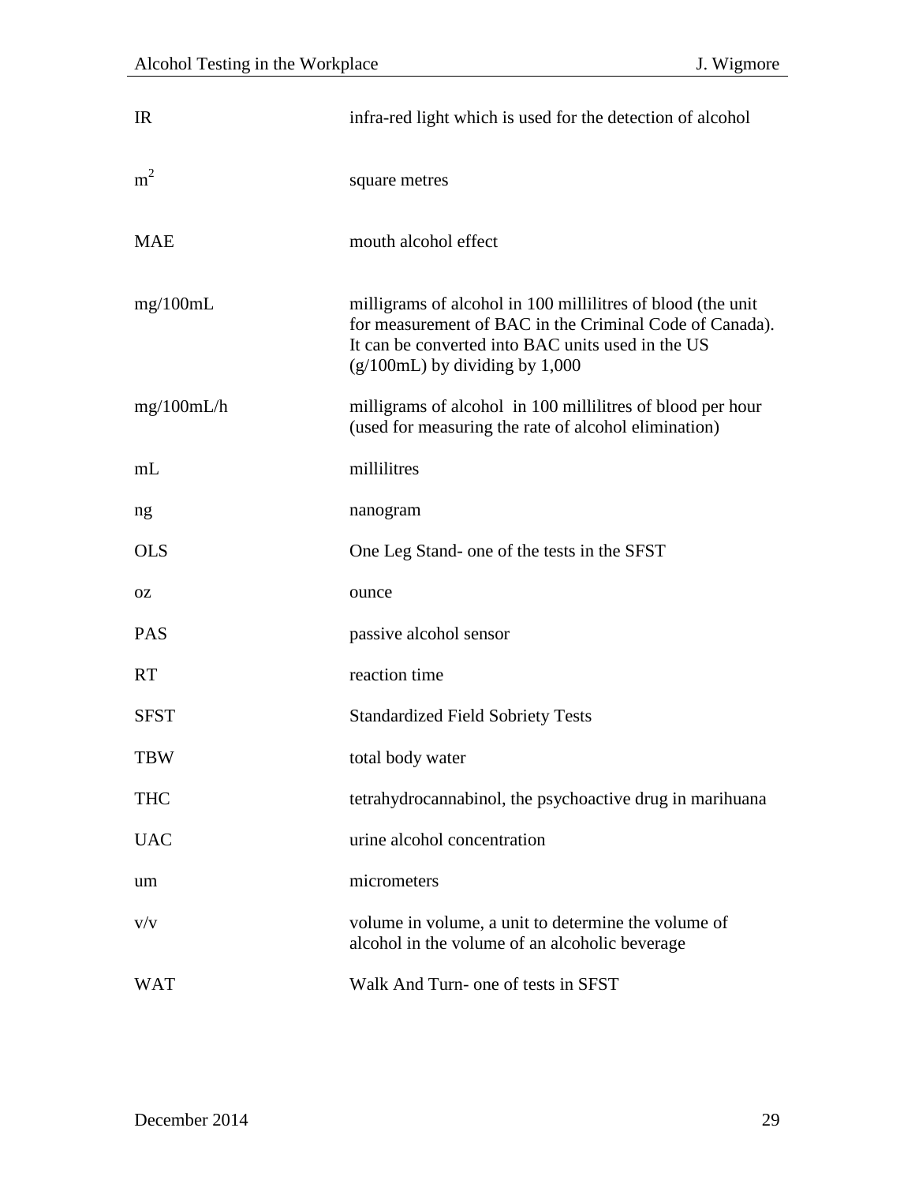| | |
|---|---|
| IR | infra-red light which is used for the detection of alcohol |
| $m^2$ | square metres |
| MAE | mouth alcohol effect |
| mg/100mL | milligrams of alcohol in 100 millilitres of blood (the unit for measurement of BAC in the Criminal Code of Canada). It can be converted into BAC units used in the US (g/100mL) by dividing by 1,000 |
| mg/100mL/h | milligrams of alcohol in 100 millilitres of blood per hour (used for measuring the rate of alcohol elimination) |
| mL | millilitres |
| ng | nanogram |
| OLS | One Leg Stand- one of the tests in the SFST |
| oz | ounce |
| PAS | passive alcohol sensor |
| RT | reaction time |
| SFST | Standardized Field Sobriety Tests |
| TBW | total body water |
| THC | tetrahydrocannabinol, the psychoactive drug in marihuana |
| UAC | urine alcohol concentration |
| um | micrometers |
| v/v | volume in volume, a unit to determine the volume of alcohol in the volume of an alcoholic beverage |
| WAT | Walk And Turn- one of tests in SFST |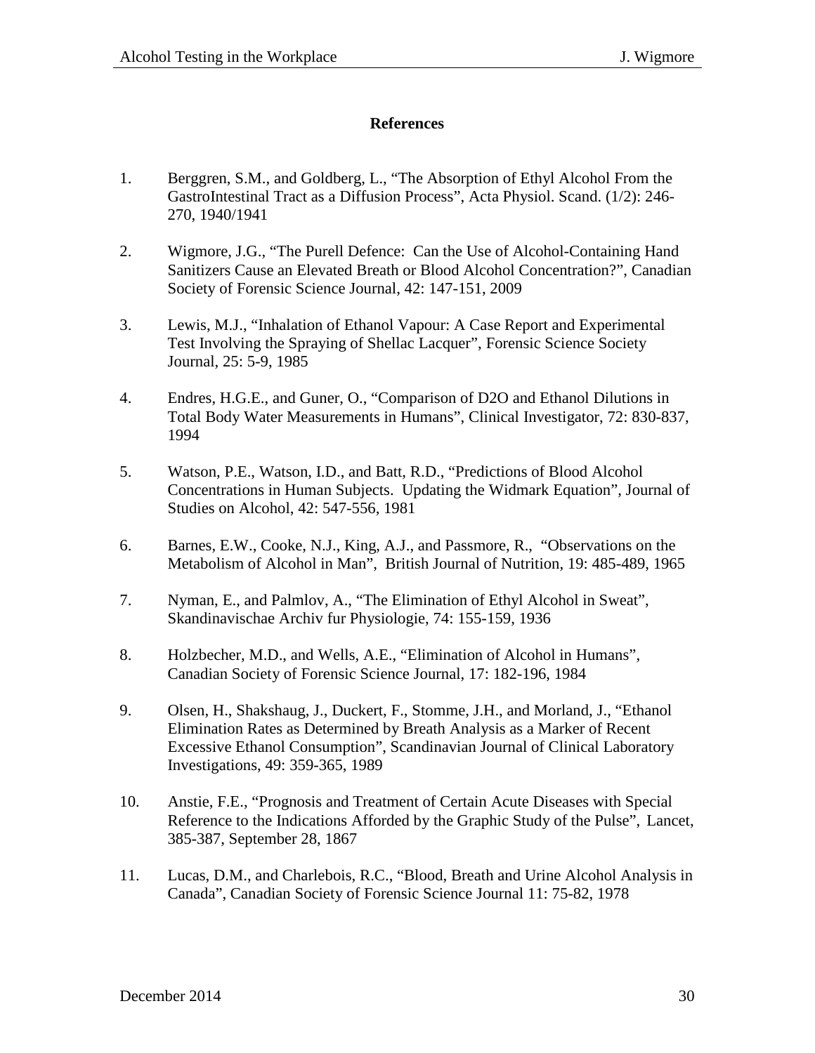## References

1. Berggren, S.M., and Goldberg, L., "The Absorption of Ethyl Alcohol From the GastroIntestinal Tract as a Diffusion Process", Acta Physiol. Scand. (1/2): 246-270, 1940/1941

2. Wigmore, J.G., "The Purell Defence: Can the Use of Alcohol-Containing Hand Sanitizers Cause an Elevated Breath or Blood Alcohol Concentration?", Canadian Society of Forensic Science Journal, 42: 147-151, 2009

3. Lewis, M.J., "Inhalation of Ethanol Vapour: A Case Report and Experimental Test Involving the Spraying of Shellac Lacquer", Forensic Science Society Journal, 25: 5-9, 1985

4. Endres, H.G.E., and Guner, O., "Comparison of D2O and Ethanol Dilutions in Total Body Water Measurements in Humans", Clinical Investigator, 72: 830-837, 1994

5. Watson, P.E., Watson, I.D., and Batt, R.D., "Predictions of Blood Alcohol Concentrations in Human Subjects. Updating the Widmark Equation", Journal of Studies on Alcohol, 42: 547-556, 1981

6. Barnes, E.W., Cooke, N.J., King, A.J., and Passmore, R., "Observations on the Metabolism of Alcohol in Man", British Journal of Nutrition, 19: 485-489, 1965

7. Nyman, E., and Palmlov, A., "The Elimination of Ethyl Alcohol in Sweat", Skandinavischae Archiv fur Physiologie, 74: 155-159, 1936

8. Holzbecher, M.D., and Wells, A.E., "Elimination of Alcohol in Humans", Canadian Society of Forensic Science Journal, 17: 182-196, 1984

9. Olsen, H., Shakshaug, J., Duckert, F., Stomme, J.H., and Morland, J., "Ethanol Elimination Rates as Determined by Breath Analysis as a Marker of Recent Excessive Ethanol Consumption", Scandinavian Journal of Clinical Laboratory Investigations, 49: 359-365, 1989

10. Anstie, F.E., "Prognosis and Treatment of Certain Acute Diseases with Special Reference to the Indications Afforded by the Graphic Study of the Pulse", Lancet, 385-387, September 28, 1867

11. Lucas, D.M., and Charlebois, R.C., "Blood, Breath and Urine Alcohol Analysis in Canada", Canadian Society of Forensic Science Journal 11: 75-82, 1978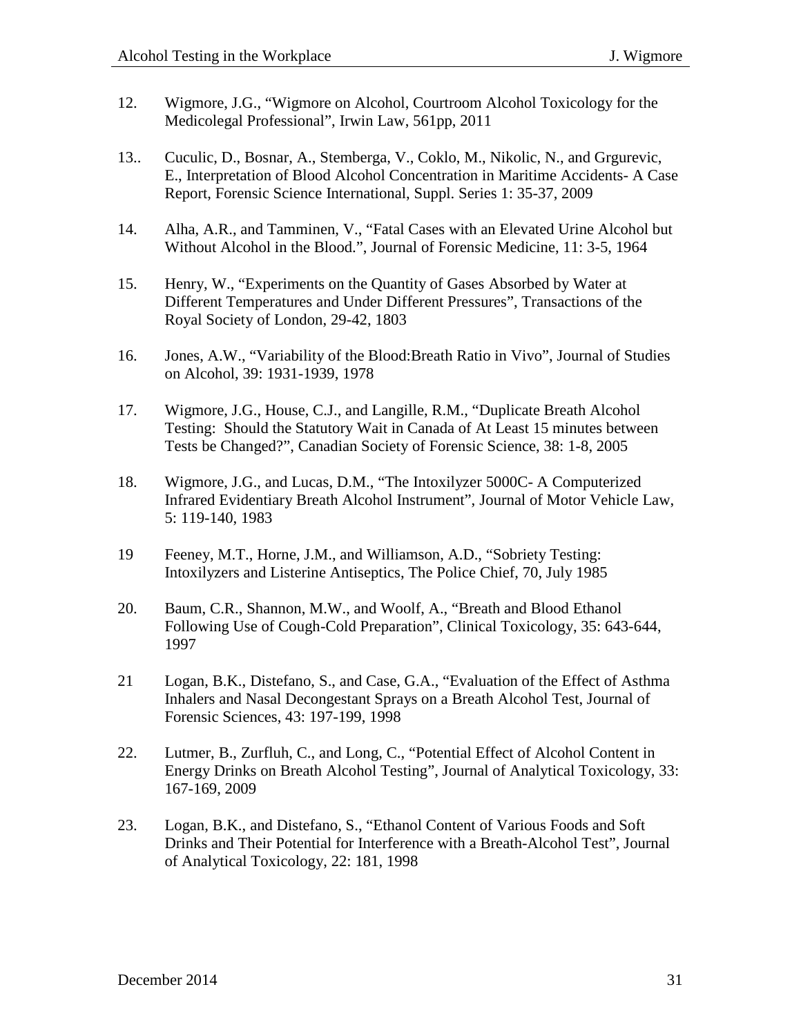12. Wigmore, J.G., “Wigmore on Alcohol, Courtroom Alcohol Toxicology for the Medicolegal Professional”, Irwin Law, 561pp, 2011

13.. Cuculic, D., Bosnar, A., Stemberga, V., Coklo, M., Nikolic, N., and Grgurevic, E., Interpretation of Blood Alcohol Concentration in Maritime Accidents- A Case Report, Forensic Science International, Suppl. Series 1: 35-37, 2009

14. Alha, A.R., and Tamminen, V., “Fatal Cases with an Elevated Urine Alcohol but Without Alcohol in the Blood.”, Journal of Forensic Medicine, 11: 3-5, 1964

15. Henry, W., “Experiments on the Quantity of Gases Absorbed by Water at Different Temperatures and Under Different Pressures”, Transactions of the Royal Society of London, 29-42, 1803

16. Jones, A.W., “Variability of the Blood:Breath Ratio in Vivo”, Journal of Studies on Alcohol, 39: 1931-1939, 1978

17. Wigmore, J.G., House, C.J., and Langille, R.M., “Duplicate Breath Alcohol Testing: Should the Statutory Wait in Canada of At Least 15 minutes between Tests be Changed?”, Canadian Society of Forensic Science, 38: 1-8, 2005

18. Wigmore, J.G., and Lucas, D.M., “The Intoxilyzer 5000C- A Computerized Infrared Evidentiary Breath Alcohol Instrument”, Journal of Motor Vehicle Law, 5: 119-140, 1983

19 Feeney, M.T., Horne, J.M., and Williamson, A.D., “Sobriety Testing: Intoxilyzers and Listerine Antiseptics, The Police Chief, 70, July 1985

20. Baum, C.R., Shannon, M.W., and Woolf, A., “Breath and Blood Ethanol Following Use of Cough-Cold Preparation”, Clinical Toxicology, 35: 643-644, 1997

21 Logan, B.K., Distefano, S., and Case, G.A., “Evaluation of the Effect of Asthma Inhalers and Nasal Decongestant Sprays on a Breath Alcohol Test, Journal of Forensic Sciences, 43: 197-199, 1998

22. Lutmer, B., Zurfluh, C., and Long, C., “Potential Effect of Alcohol Content in Energy Drinks on Breath Alcohol Testing”, Journal of Analytical Toxicology, 33: 167-169, 2009

23. Logan, B.K., and Distefano, S., “Ethanol Content of Various Foods and Soft Drinks and Their Potential for Interference with a Breath-Alcohol Test”, Journal of Analytical Toxicology, 22: 181, 1998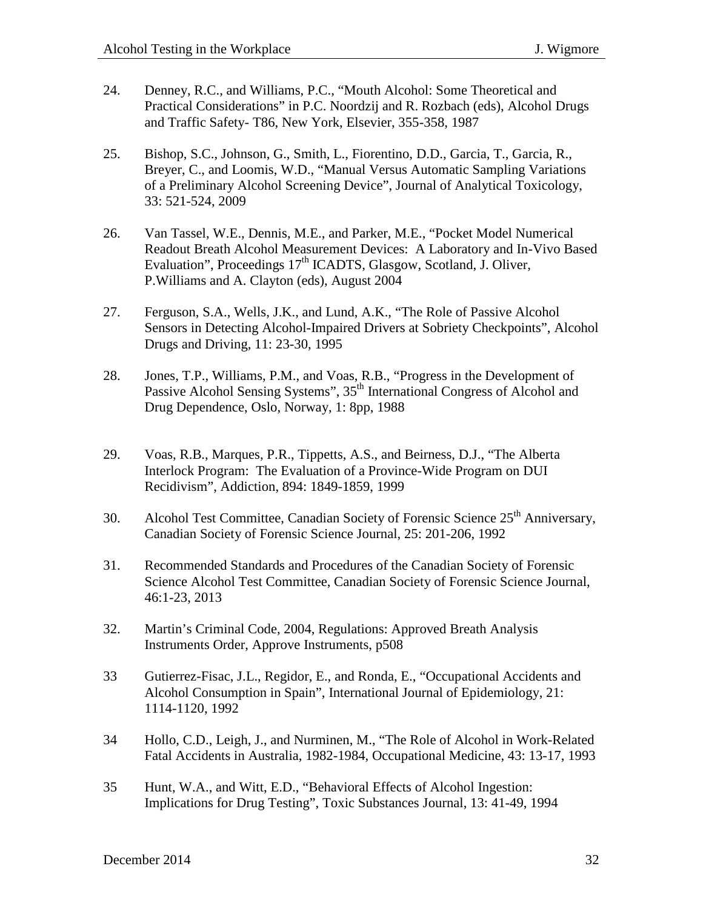24. Denney, R.C., and Williams, P.C., "Mouth Alcohol: Some Theoretical and Practical Considerations" in P.C. Noordzij and R. Rozbach (eds), Alcohol Drugs and Traffic Safety- T86, New York, Elsevier, 355-358, 1987

25. Bishop, S.C., Johnson, G., Smith, L., Fiorentino, D.D., Garcia, T., Garcia, R., Breyer, C., and Loomis, W.D., "Manual Versus Automatic Sampling Variations of a Preliminary Alcohol Screening Device", Journal of Analytical Toxicology, 33: 521-524, 2009

26. Van Tassel, W.E., Dennis, M.E., and Parker, M.E., "Pocket Model Numerical Readout Breath Alcohol Measurement Devices: A Laboratory and In-Vivo Based Evaluation", Proceedings 17th ICADTS, Glasgow, Scotland, J. Oliver, P.Williams and A. Clayton (eds), August 2004

27. Ferguson, S.A., Wells, J.K., and Lund, A.K., "The Role of Passive Alcohol Sensors in Detecting Alcohol-Impaired Drivers at Sobriety Checkpoints", Alcohol Drugs and Driving, 11: 23-30, 1995

28. Jones, T.P., Williams, P.M., and Voas, R.B., "Progress in the Development of Passive Alcohol Sensing Systems", 35th International Congress of Alcohol and Drug Dependence, Oslo, Norway, 1: 8pp, 1988

29. Voas, R.B., Marques, P.R., Tippetts, A.S., and Beirness, D.J., "The Alberta Interlock Program: The Evaluation of a Province-Wide Program on DUI Recidivism", Addiction, 894: 1849-1859, 1999

30. Alcohol Test Committee, Canadian Society of Forensic Science 25th Anniversary, Canadian Society of Forensic Science Journal, 25: 201-206, 1992

31. Recommended Standards and Procedures of the Canadian Society of Forensic Science Alcohol Test Committee, Canadian Society of Forensic Science Journal, 46:1-23, 2013

32. Martin's Criminal Code, 2004, Regulations: Approved Breath Analysis Instruments Order, Approve Instruments, p508

33 Gutierrez-Fisac, J.L., Regidor, E., and Ronda, E., "Occupational Accidents and Alcohol Consumption in Spain", International Journal of Epidemiology, 21: 1114-1120, 1992

34 Hollo, C.D., Leigh, J., and Nurminen, M., "The Role of Alcohol in Work-Related Fatal Accidents in Australia, 1982-1984, Occupational Medicine, 43: 13-17, 1993

35 Hunt, W.A., and Witt, E.D., "Behavioral Effects of Alcohol Ingestion: Implications for Drug Testing", Toxic Substances Journal, 13: 41-49, 1994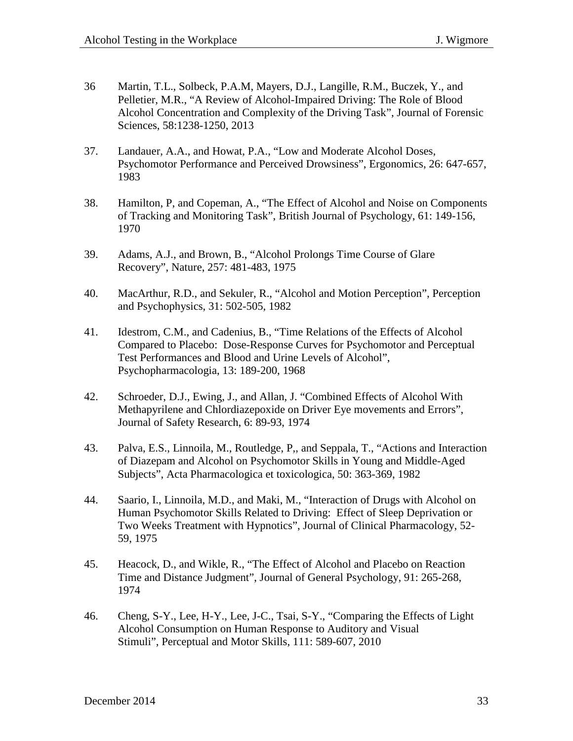36 Martin, T.L., Solbeck, P.A.M, Mayers, D.J., Langille, R.M., Buczek, Y., and Pelletier, M.R., "A Review of Alcohol-Impaired Driving: The Role of Blood Alcohol Concentration and Complexity of the Driving Task", Journal of Forensic Sciences, 58:1238-1250, 2013

37. Landauer, A.A., and Howat, P.A., "Low and Moderate Alcohol Doses, Psychomotor Performance and Perceived Drowsiness", Ergonomics, 26: 647-657, 1983

38. Hamilton, P, and Copeman, A., "The Effect of Alcohol and Noise on Components of Tracking and Monitoring Task", British Journal of Psychology, 61: 149-156, 1970

39. Adams, A.J., and Brown, B., "Alcohol Prolongs Time Course of Glare Recovery", Nature, 257: 481-483, 1975

40. MacArthur, R.D., and Sekuler, R., "Alcohol and Motion Perception", Perception and Psychophysics, 31: 502-505, 1982

41. Idestrom, C.M., and Cadenius, B., "Time Relations of the Effects of Alcohol Compared to Placebo: Dose-Response Curves for Psychomotor and Perceptual Test Performances and Blood and Urine Levels of Alcohol", Psychopharmacologia, 13: 189-200, 1968

42. Schroeder, D.J., Ewing, J., and Allan, J. "Combined Effects of Alcohol With Methapyrilene and Chlordiazepoxide on Driver Eye movements and Errors", Journal of Safety Research, 6: 89-93, 1974

43. Palva, E.S., Linnoila, M., Routledge, P,, and Seppala, T., "Actions and Interaction of Diazepam and Alcohol on Psychomotor Skills in Young and Middle-Aged Subjects", Acta Pharmacologica et toxicologica, 50: 363-369, 1982

44. Saario, I., Linnoila, M.D., and Maki, M., "Interaction of Drugs with Alcohol on Human Psychomotor Skills Related to Driving: Effect of Sleep Deprivation or Two Weeks Treatment with Hypnotics", Journal of Clinical Pharmacology, 52-59, 1975

45. Heacock, D., and Wikle, R., "The Effect of Alcohol and Placebo on Reaction Time and Distance Judgment", Journal of General Psychology, 91: 265-268, 1974

46. Cheng, S-Y., Lee, H-Y., Lee, J-C., Tsai, S-Y., "Comparing the Effects of Light Alcohol Consumption on Human Response to Auditory and Visual Stimuli", Perceptual and Motor Skills, 111: 589-607, 2010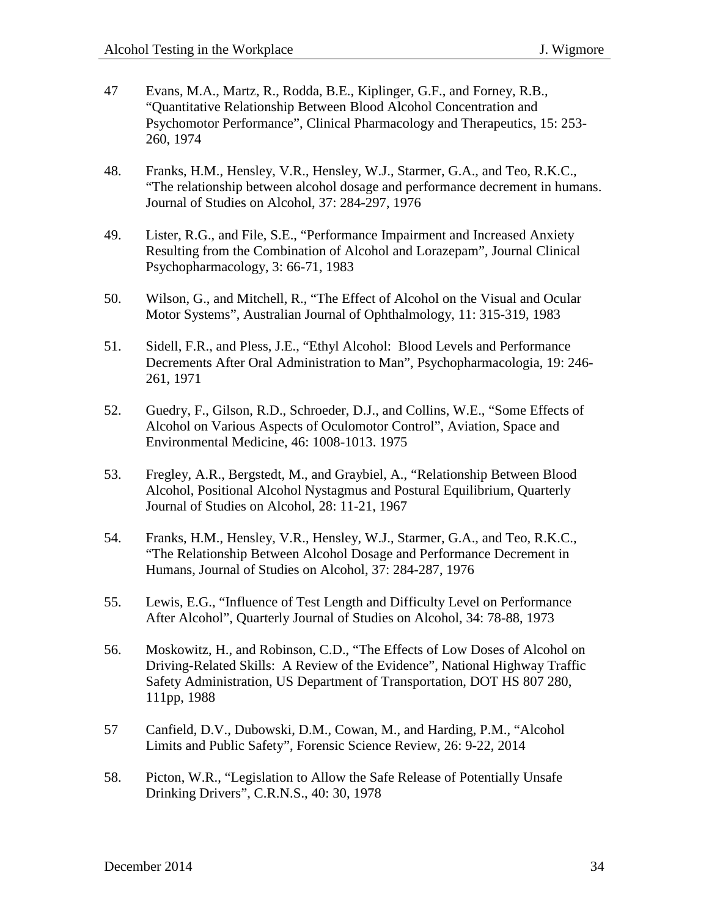47 Evans, M.A., Martz, R., Rodda, B.E., Kiplinger, G.F., and Forney, R.B., "Quantitative Relationship Between Blood Alcohol Concentration and Psychomotor Performance", Clinical Pharmacology and Therapeutics, 15: 253-260, 1974

48. Franks, H.M., Hensley, V.R., Hensley, W.J., Starmer, G.A., and Teo, R.K.C., "The relationship between alcohol dosage and performance decrement in humans. Journal of Studies on Alcohol, 37: 284-297, 1976

49. Lister, R.G., and File, S.E., "Performance Impairment and Increased Anxiety Resulting from the Combination of Alcohol and Lorazepam", Journal Clinical Psychopharmacology, 3: 66-71, 1983

50. Wilson, G., and Mitchell, R., "The Effect of Alcohol on the Visual and Ocular Motor Systems", Australian Journal of Ophthalmology, 11: 315-319, 1983

51. Sidell, F.R., and Pless, J.E., "Ethyl Alcohol: Blood Levels and Performance Decrements After Oral Administration to Man", Psychopharmacologia, 19: 246-261, 1971

52. Guedry, F., Gilson, R.D., Schroeder, D.J., and Collins, W.E., "Some Effects of Alcohol on Various Aspects of Oculomotor Control", Aviation, Space and Environmental Medicine, 46: 1008-1013. 1975

53. Fregley, A.R., Bergstedt, M., and Graybiel, A., "Relationship Between Blood Alcohol, Positional Alcohol Nystagmus and Postural Equilibrium, Quarterly Journal of Studies on Alcohol, 28: 11-21, 1967

54. Franks, H.M., Hensley, V.R., Hensley, W.J., Starmer, G.A., and Teo, R.K.C., "The Relationship Between Alcohol Dosage and Performance Decrement in Humans, Journal of Studies on Alcohol, 37: 284-287, 1976

55. Lewis, E.G., "Influence of Test Length and Difficulty Level on Performance After Alcohol", Quarterly Journal of Studies on Alcohol, 34: 78-88, 1973

56. Moskowitz, H., and Robinson, C.D., "The Effects of Low Doses of Alcohol on Driving-Related Skills: A Review of the Evidence", National Highway Traffic Safety Administration, US Department of Transportation, DOT HS 807 280, 111pp, 1988

57 Canfield, D.V., Dubowski, D.M., Cowan, M., and Harding, P.M., "Alcohol Limits and Public Safety", Forensic Science Review, 26: 9-22, 2014

58. Picton, W.R., "Legislation to Allow the Safe Release of Potentially Unsafe Drinking Drivers", C.R.N.S., 40: 30, 1978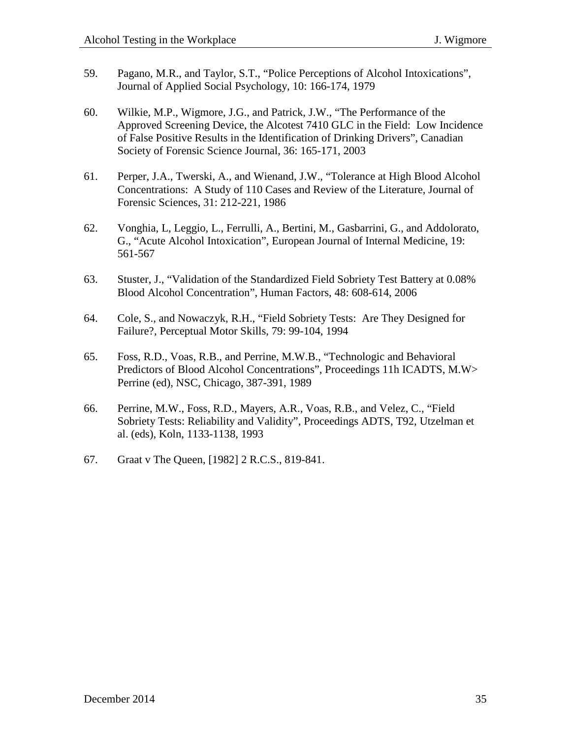59. Pagano, M.R., and Taylor, S.T., "Police Perceptions of Alcohol Intoxications", Journal of Applied Social Psychology, 10: 166-174, 1979

60. Wilkie, M.P., Wigmore, J.G., and Patrick, J.W., "The Performance of the Approved Screening Device, the Alcotest 7410 GLC in the Field: Low Incidence of False Positive Results in the Identification of Drinking Drivers", Canadian Society of Forensic Science Journal, 36: 165-171, 2003

61. Perper, J.A., Twerski, A., and Wienand, J.W., "Tolerance at High Blood Alcohol Concentrations: A Study of 110 Cases and Review of the Literature, Journal of Forensic Sciences, 31: 212-221, 1986

62. Vonghia, L, Leggio, L., Ferrulli, A., Bertini, M., Gasbarrini, G., and Addolorato, G., "Acute Alcohol Intoxication", European Journal of Internal Medicine, 19: 561-567

63. Stuster, J., "Validation of the Standardized Field Sobriety Test Battery at 0.08% Blood Alcohol Concentration", Human Factors, 48: 608-614, 2006

64. Cole, S., and Nowaczyk, R.H., "Field Sobriety Tests: Are They Designed for Failure?, Perceptual Motor Skills, 79: 99-104, 1994

65. Foss, R.D., Voas, R.B., and Perrine, M.W.B., "Technologic and Behavioral Predictors of Blood Alcohol Concentrations", Proceedings 11h ICADTS, M.W> Perrine (ed), NSC, Chicago, 387-391, 1989

66. Perrine, M.W., Foss, R.D., Mayers, A.R., Voas, R.B., and Velez, C., "Field Sobriety Tests: Reliability and Validity", Proceedings ADTS, T92, Utzelman et al. (eds), Koln, 1133-1138, 1993

67. Graat v The Queen, [1982] 2 R.C.S., 819-841.